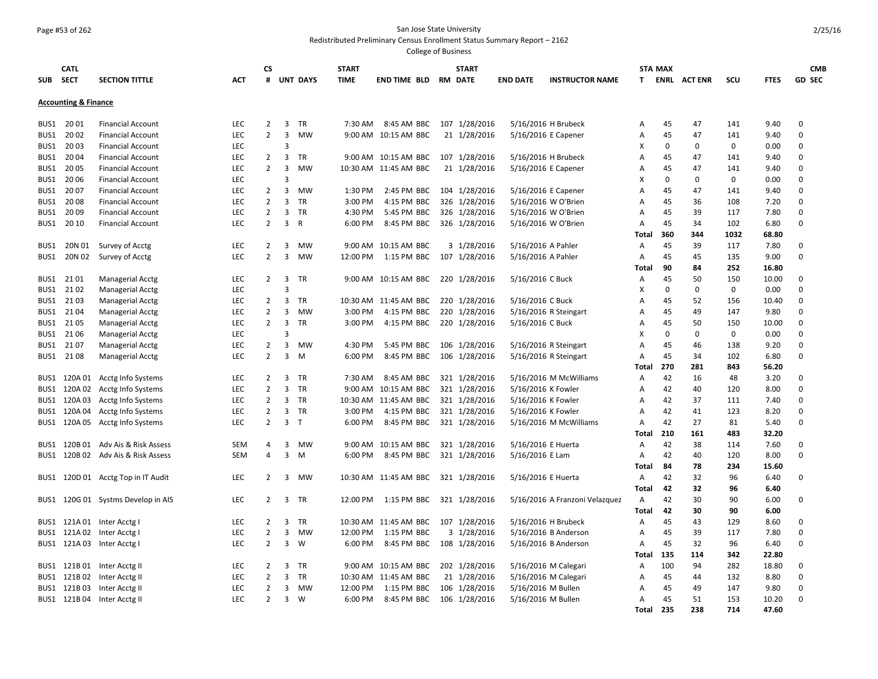San Jose State University

Redistributed Preliminary Census Enrollment Status Summary Report – 2162

College of Business

| SUB | CATL SECT | SECTION TITTLE | ACT | CS # | UNT | DAYS | START TIME | END TIME | BLD | RM | START DATE | END DATE | INSTRUCTOR NAME | STAT | MAX ENRL | ACT ENR | SCU | FTES | GD | CMB SEC |
|---|---|---|---|---|---|---|---|---|---|---|---|---|---|---|---|---|---|---|---|---|
| **Accounting & Finance** | | | | | | | | | | | | | | | | | | | | |
| BUS1 | 20 01 | Financial Account | LEC | 2 | 3 | TR | 7:30 AM | 8:45 AM | BBC | 107 | 1/28/2016 | 5/16/2016 | H Brubeck | A | 45 | 47 | 141 | 9.40 | 0 | |
| BUS1 | 20 02 | Financial Account | LEC | 2 | 3 | MW | 9:00 AM | 10:15 AM | BBC | 21 | 1/28/2016 | 5/16/2016 | E Capener | A | 45 | 47 | 141 | 9.40 | 0 | |
| BUS1 | 20 03 | Financial Account | LEC | | 3 | | | | | | | | | X | 0 | 0 | 0 | 0.00 | 0 | |
| BUS1 | 20 04 | Financial Account | LEC | 2 | 3 | TR | 9:00 AM | 10:15 AM | BBC | 107 | 1/28/2016 | 5/16/2016 | H Brubeck | A | 45 | 47 | 141 | 9.40 | 0 | |
| BUS1 | 20 05 | Financial Account | LEC | 2 | 3 | MW | 10:30 AM | 11:45 AM | BBC | 21 | 1/28/2016 | 5/16/2016 | E Capener | A | 45 | 47 | 141 | 9.40 | 0 | |
| BUS1 | 20 06 | Financial Account | LEC | | 3 | | | | | | | | | X | 0 | 0 | 0 | 0.00 | 0 | |
| BUS1 | 20 07 | Financial Account | LEC | 2 | 3 | MW | 1:30 PM | 2:45 PM | BBC | 104 | 1/28/2016 | 5/16/2016 | E Capener | A | 45 | 47 | 141 | 9.40 | 0 | |
| BUS1 | 20 08 | Financial Account | LEC | 2 | 3 | TR | 3:00 PM | 4:15 PM | BBC | 326 | 1/28/2016 | 5/16/2016 | W O'Brien | A | 45 | 36 | 108 | 7.20 | 0 | |
| BUS1 | 20 09 | Financial Account | LEC | 2 | 3 | TR | 4:30 PM | 5:45 PM | BBC | 326 | 1/28/2016 | 5/16/2016 | W O'Brien | A | 45 | 39 | 117 | 7.80 | 0 | |
| BUS1 | 20 10 | Financial Account | LEC | 2 | 3 | R | 6:00 PM | 8:45 PM | BBC | 326 | 1/28/2016 | 5/16/2016 | W O'Brien | A | 45 | 34 | 102 | 6.80 | 0 | |
| | | | | | | | | | | | | | | **Total** | **360** | **344** | **1032** | **68.80** | | |
| BUS1 | 20N 01 | Survey of Acctg | LEC | 2 | 3 | MW | 9:00 AM | 10:15 AM | BBC | 3 | 1/28/2016 | 5/16/2016 | A Pahler | A | 45 | 39 | 117 | 7.80 | 0 | |
| BUS1 | 20N 02 | Survey of Acctg | LEC | 2 | 3 | MW | 12:00 PM | 1:15 PM | BBC | 107 | 1/28/2016 | 5/16/2016 | A Pahler | A | 45 | 45 | 135 | 9.00 | 0 | |
| | | | | | | | | | | | | | | **Total** | **90** | **84** | **252** | **16.80** | | |
| BUS1 | 21 01 | Managerial Acctg | LEC | 2 | 3 | TR | 9:00 AM | 10:15 AM | BBC | 220 | 1/28/2016 | 5/16/2016 | C Buck | A | 45 | 50 | 150 | 10.00 | 0 | |
| BUS1 | 21 02 | Managerial Acctg | LEC | | 3 | | | | | | | | | X | 0 | 0 | 0 | 0.00 | 0 | |
| BUS1 | 21 03 | Managerial Acctg | LEC | 2 | 3 | TR | 10:30 AM | 11:45 AM | BBC | 220 | 1/28/2016 | 5/16/2016 | C Buck | A | 45 | 52 | 156 | 10.40 | 0 | |
| BUS1 | 21 04 | Managerial Acctg | LEC | 2 | 3 | MW | 3:00 PM | 4:15 PM | BBC | 220 | 1/28/2016 | 5/16/2016 | R Steingart | A | 45 | 49 | 147 | 9.80 | 0 | |
| BUS1 | 21 05 | Managerial Acctg | LEC | 2 | 3 | TR | 3:00 PM | 4:15 PM | BBC | 220 | 1/28/2016 | 5/16/2016 | C Buck | A | 45 | 50 | 150 | 10.00 | 0 | |
| BUS1 | 21 06 | Managerial Acctg | LEC | | 3 | | | | | | | | | X | 0 | 0 | 0 | 0.00 | 0 | |
| BUS1 | 21 07 | Managerial Acctg | LEC | 2 | 3 | MW | 4:30 PM | 5:45 PM | BBC | 106 | 1/28/2016 | 5/16/2016 | R Steingart | A | 45 | 46 | 138 | 9.20 | 0 | |
| BUS1 | 21 08 | Managerial Acctg | LEC | 2 | 3 | M | 6:00 PM | 8:45 PM | BBC | 106 | 1/28/2016 | 5/16/2016 | R Steingart | A | 45 | 34 | 102 | 6.80 | 0 | |
| | | | | | | | | | | | | | | **Total** | **270** | **281** | **843** | **56.20** | | |
| BUS1 | 120A 01 | Acctg Info Systems | LEC | 2 | 3 | TR | 7:30 AM | 8:45 AM | BBC | 321 | 1/28/2016 | 5/16/2016 | M McWilliams | A | 42 | 16 | 48 | 3.20 | 0 | |
| BUS1 | 120A 02 | Acctg Info Systems | LEC | 2 | 3 | TR | 9:00 AM | 10:15 AM | BBC | 321 | 1/28/2016 | 5/16/2016 | K Fowler | A | 42 | 40 | 120 | 8.00 | 0 | |
| BUS1 | 120A 03 | Acctg Info Systems | LEC | 2 | 3 | TR | 10:30 AM | 11:45 AM | BBC | 321 | 1/28/2016 | 5/16/2016 | K Fowler | A | 42 | 37 | 111 | 7.40 | 0 | |
| BUS1 | 120A 04 | Acctg Info Systems | LEC | 2 | 3 | TR | 3:00 PM | 4:15 PM | BBC | 321 | 1/28/2016 | 5/16/2016 | K Fowler | A | 42 | 41 | 123 | 8.20 | 0 | |
| BUS1 | 120A 05 | Acctg Info Systems | LEC | 2 | 3 | T | 6:00 PM | 8:45 PM | BBC | 321 | 1/28/2016 | 5/16/2016 | M McWilliams | A | 42 | 27 | 81 | 5.40 | 0 | |
| | | | | | | | | | | | | | | **Total** | **210** | **161** | **483** | **32.20** | | |
| BUS1 | 120B 01 | Adv Ais & Risk Assess | SEM | 4 | 3 | MW | 9:00 AM | 10:15 AM | BBC | 321 | 1/28/2016 | 5/16/2016 | E Huerta | A | 42 | 38 | 114 | 7.60 | 0 | |
| BUS1 | 120B 02 | Adv Ais & Risk Assess | SEM | 4 | 3 | M | 6:00 PM | 8:45 PM | BBC | 321 | 1/28/2016 | 5/16/2016 | E Lam | A | 42 | 40 | 120 | 8.00 | 0 | |
| | | | | | | | | | | | | | | **Total** | **84** | **78** | **234** | **15.60** | | |
| BUS1 | 120D 01 | Acctg Top in IT Audit | LEC | 2 | 3 | MW | 10:30 AM | 11:45 AM | BBC | 321 | 1/28/2016 | 5/16/2016 | E Huerta | A | 42 | 32 | 96 | 6.40 | 0 | |
| | | | | | | | | | | | | | | **Total** | **42** | **32** | **96** | **6.40** | | |
| BUS1 | 120G 01 | Systms Develop in AIS | LEC | 2 | 3 | TR | 12:00 PM | 1:15 PM | BBC | 321 | 1/28/2016 | 5/16/2016 | A Franzoni Velazquez | A | 42 | 30 | 90 | 6.00 | 0 | |
| | | | | | | | | | | | | | | **Total** | **42** | **30** | **90** | **6.00** | | |
| BUS1 | 121A 01 | Inter Acctg I | LEC | 2 | 3 | TR | 10:30 AM | 11:45 AM | BBC | 107 | 1/28/2016 | 5/16/2016 | H Brubeck | A | 45 | 43 | 129 | 8.60 | 0 | |
| BUS1 | 121A 02 | Inter Acctg I | LEC | 2 | 3 | MW | 12:00 PM | 1:15 PM | BBC | 3 | 1/28/2016 | 5/16/2016 | B Anderson | A | 45 | 39 | 117 | 7.80 | 0 | |
| BUS1 | 121A 03 | Inter Acctg I | LEC | 2 | 3 | W | 6:00 PM | 8:45 PM | BBC | 108 | 1/28/2016 | 5/16/2016 | B Anderson | A | 45 | 32 | 96 | 6.40 | 0 | |
| | | | | | | | | | | | | | | **Total** | **135** | **114** | **342** | **22.80** | | |
| BUS1 | 121B 01 | Inter Acctg II | LEC | 2 | 3 | TR | 9:00 AM | 10:15 AM | BBC | 202 | 1/28/2016 | 5/16/2016 | M Calegari | A | 100 | 94 | 282 | 18.80 | 0 | |
| BUS1 | 121B 02 | Inter Acctg II | LEC | 2 | 3 | TR | 10:30 AM | 11:45 AM | BBC | 21 | 1/28/2016 | 5/16/2016 | M Calegari | A | 45 | 44 | 132 | 8.80 | 0 | |
| BUS1 | 121B 03 | Inter Acctg II | LEC | 2 | 3 | MW | 12:00 PM | 1:15 PM | BBC | 106 | 1/28/2016 | 5/16/2016 | M Bullen | A | 45 | 49 | 147 | 9.80 | 0 | |
| BUS1 | 121B 04 | Inter Acctg II | LEC | 2 | 3 | W | 6:00 PM | 8:45 PM | BBC | 106 | 1/28/2016 | 5/16/2016 | M Bullen | A | 45 | 51 | 153 | 10.20 | 0 | |
| | | | | | | | | | | | | | | **Total** | **235** | **238** | **714** | **47.60** | | |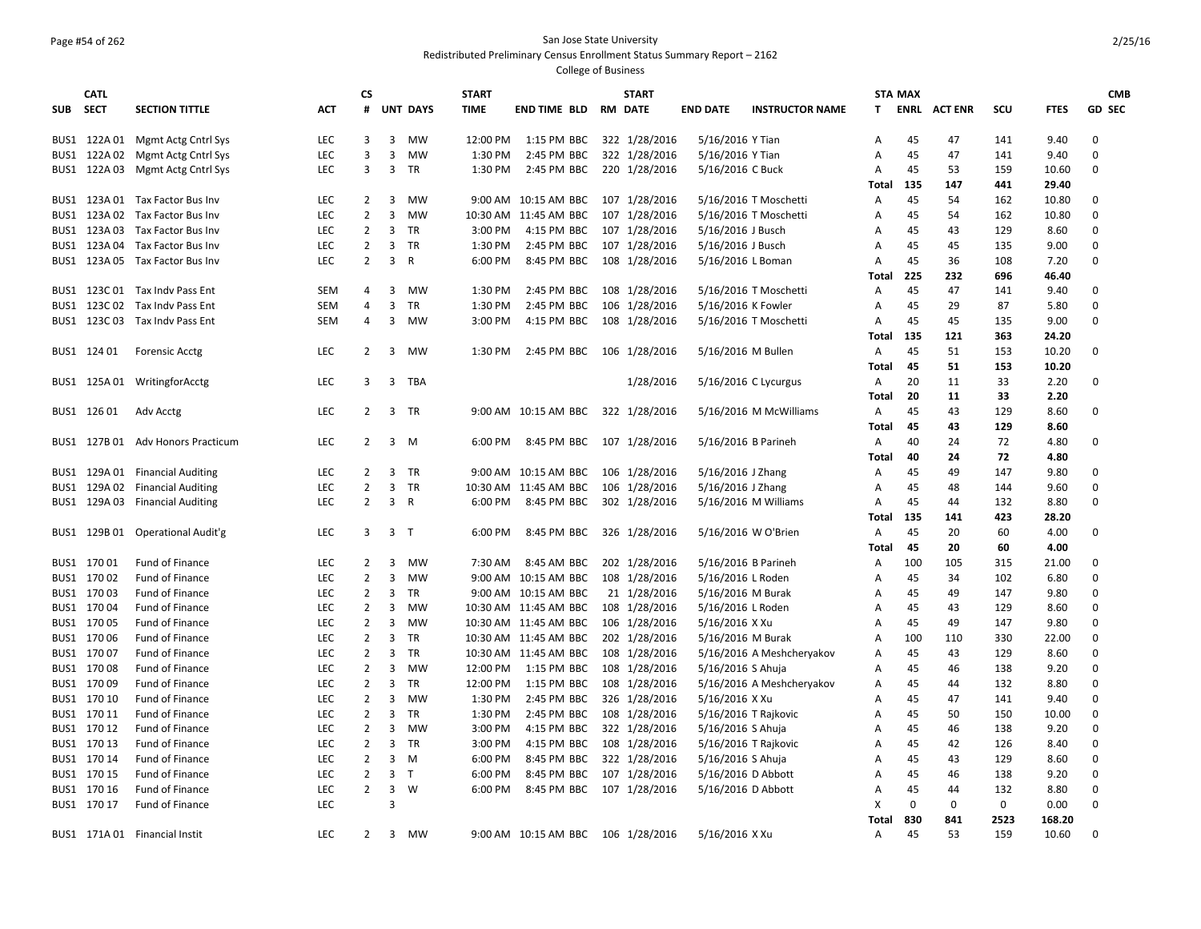San Jose State University

Redistributed Preliminary Census Enrollment Status Summary Report – 2162

College of Business

| SUB | CATL SECT | SECTION TITTLE | ACT | CS # | UNT | DAYS | START TIME | END TIME | BLD | RM | START DATE | END DATE | INSTRUCTOR NAME | STA T | MAX ENRL | ACT ENR | SCU | FTES | GD | CMB SEC |
|---|---|---|---|---|---|---|---|---|---|---|---|---|---|---|---|---|---|---|---|---|
| BUS1 | 122A 01 | Mgmt Actg Cntrl Sys | LEC | 3 | 3 | MW | 12:00 PM | 1:15 PM | BBC | 322 | 1/28/2016 | 5/16/2016 | Y Tian | A | 45 | 47 | 141 | 9.40 | 0 | |
| BUS1 | 122A 02 | Mgmt Actg Cntrl Sys | LEC | 3 | 3 | MW | 1:30 PM | 2:45 PM | BBC | 322 | 1/28/2016 | 5/16/2016 | Y Tian | A | 45 | 47 | 141 | 9.40 | 0 | |
| BUS1 | 122A 03 | Mgmt Actg Cntrl Sys | LEC | 3 | 3 | TR | 1:30 PM | 2:45 PM | BBC | 220 | 1/28/2016 | 5/16/2016 | C Buck | A | 45 | 53 | 159 | 10.60 | 0 | |
| | | | | | | | | | | | | | | Total | 135 | 147 | 441 | 29.40 | | |
| BUS1 | 123A 01 | Tax Factor Bus Inv | LEC | 2 | 3 | MW | 9:00 AM | 10:15 AM | BBC | 107 | 1/28/2016 | 5/16/2016 | T Moschetti | A | 45 | 54 | 162 | 10.80 | 0 | |
| BUS1 | 123A 02 | Tax Factor Bus Inv | LEC | 2 | 3 | MW | 10:30 AM | 11:45 AM | BBC | 107 | 1/28/2016 | 5/16/2016 | T Moschetti | A | 45 | 54 | 162 | 10.80 | 0 | |
| BUS1 | 123A 03 | Tax Factor Bus Inv | LEC | 2 | 3 | TR | 3:00 PM | 4:15 PM | BBC | 107 | 1/28/2016 | 5/16/2016 | J Busch | A | 45 | 43 | 129 | 8.60 | 0 | |
| BUS1 | 123A 04 | Tax Factor Bus Inv | LEC | 2 | 3 | TR | 1:30 PM | 2:45 PM | BBC | 107 | 1/28/2016 | 5/16/2016 | J Busch | A | 45 | 45 | 135 | 9.00 | 0 | |
| BUS1 | 123A 05 | Tax Factor Bus Inv | LEC | 2 | 3 | R | 6:00 PM | 8:45 PM | BBC | 108 | 1/28/2016 | 5/16/2016 | L Boman | A | 45 | 36 | 108 | 7.20 | 0 | |
| | | | | | | | | | | | | | | Total | 225 | 232 | 696 | 46.40 | | |
| BUS1 | 123C 01 | Tax Indv Pass Ent | SEM | 4 | 3 | MW | 1:30 PM | 2:45 PM | BBC | 108 | 1/28/2016 | 5/16/2016 | T Moschetti | A | 45 | 47 | 141 | 9.40 | 0 | |
| BUS1 | 123C 02 | Tax Indv Pass Ent | SEM | 4 | 3 | TR | 1:30 PM | 2:45 PM | BBC | 106 | 1/28/2016 | 5/16/2016 | K Fowler | A | 45 | 29 | 87 | 5.80 | 0 | |
| BUS1 | 123C 03 | Tax Indv Pass Ent | SEM | 4 | 3 | MW | 3:00 PM | 4:15 PM | BBC | 108 | 1/28/2016 | 5/16/2016 | T Moschetti | A | 45 | 45 | 135 | 9.00 | 0 | |
| | | | | | | | | | | | | | | Total | 135 | 121 | 363 | 24.20 | | |
| BUS1 | 124 01 | Forensic Acctg | LEC | 2 | 3 | MW | 1:30 PM | 2:45 PM | BBC | 106 | 1/28/2016 | 5/16/2016 | M Bullen | A | 45 | 51 | 153 | 10.20 | 0 | |
| | | | | | | | | | | | | | | Total | 45 | 51 | 153 | 10.20 | | |
| BUS1 | 125A 01 | WritingforAcctg | LEC | 3 | 3 | TBA | | | | | 1/28/2016 | 5/16/2016 | C Lycurgus | A | 20 | 11 | 33 | 2.20 | 0 | |
| | | | | | | | | | | | | | | Total | 20 | 11 | 33 | 2.20 | | |
| BUS1 | 126 01 | Adv Acctg | LEC | 2 | 3 | TR | 9:00 AM | 10:15 AM | BBC | 322 | 1/28/2016 | 5/16/2016 | M McWilliams | A | 45 | 43 | 129 | 8.60 | 0 | |
| | | | | | | | | | | | | | | Total | 45 | 43 | 129 | 8.60 | | |
| BUS1 | 127B 01 | Adv Honors Practicum | LEC | 2 | 3 | M | 6:00 PM | 8:45 PM | BBC | 107 | 1/28/2016 | 5/16/2016 | B Parineh | A | 40 | 24 | 72 | 4.80 | 0 | |
| | | | | | | | | | | | | | | Total | 40 | 24 | 72 | 4.80 | | |
| BUS1 | 129A 01 | Financial Auditing | LEC | 2 | 3 | TR | 9:00 AM | 10:15 AM | BBC | 106 | 1/28/2016 | 5/16/2016 | J Zhang | A | 45 | 49 | 147 | 9.80 | 0 | |
| BUS1 | 129A 02 | Financial Auditing | LEC | 2 | 3 | TR | 10:30 AM | 11:45 AM | BBC | 106 | 1/28/2016 | 5/16/2016 | J Zhang | A | 45 | 48 | 144 | 9.60 | 0 | |
| BUS1 | 129A 03 | Financial Auditing | LEC | 2 | 3 | R | 6:00 PM | 8:45 PM | BBC | 302 | 1/28/2016 | 5/16/2016 | M Williams | A | 45 | 44 | 132 | 8.80 | 0 | |
| | | | | | | | | | | | | | | Total | 135 | 141 | 423 | 28.20 | | |
| BUS1 | 129B 01 | Operational Audit'g | LEC | 3 | 3 | T | 6:00 PM | 8:45 PM | BBC | 326 | 1/28/2016 | 5/16/2016 | W O'Brien | A | 45 | 20 | 60 | 4.00 | 0 | |
| | | | | | | | | | | | | | | Total | 45 | 20 | 60 | 4.00 | | |
| BUS1 | 170 01 | Fund of Finance | LEC | 2 | 3 | MW | 7:30 AM | 8:45 AM | BBC | 202 | 1/28/2016 | 5/16/2016 | B Parineh | A | 100 | 105 | 315 | 21.00 | 0 | |
| BUS1 | 170 02 | Fund of Finance | LEC | 2 | 3 | MW | 9:00 AM | 10:15 AM | BBC | 108 | 1/28/2016 | 5/16/2016 | L Roden | A | 45 | 34 | 102 | 6.80 | 0 | |
| BUS1 | 170 03 | Fund of Finance | LEC | 2 | 3 | TR | 9:00 AM | 10:15 AM | BBC | 21 | 1/28/2016 | 5/16/2016 | M Burak | A | 45 | 49 | 147 | 9.80 | 0 | |
| BUS1 | 170 04 | Fund of Finance | LEC | 2 | 3 | MW | 10:30 AM | 11:45 AM | BBC | 108 | 1/28/2016 | 5/16/2016 | L Roden | A | 45 | 43 | 129 | 8.60 | 0 | |
| BUS1 | 170 05 | Fund of Finance | LEC | 2 | 3 | MW | 10:30 AM | 11:45 AM | BBC | 106 | 1/28/2016 | 5/16/2016 | X Xu | A | 45 | 49 | 147 | 9.80 | 0 | |
| BUS1 | 170 06 | Fund of Finance | LEC | 2 | 3 | TR | 10:30 AM | 11:45 AM | BBC | 202 | 1/28/2016 | 5/16/2016 | M Burak | A | 100 | 110 | 330 | 22.00 | 0 | |
| BUS1 | 170 07 | Fund of Finance | LEC | 2 | 3 | TR | 10:30 AM | 11:45 AM | BBC | 108 | 1/28/2016 | 5/16/2016 | A Meshcheryakov | A | 45 | 43 | 129 | 8.60 | 0 | |
| BUS1 | 170 08 | Fund of Finance | LEC | 2 | 3 | MW | 12:00 PM | 1:15 PM | BBC | 108 | 1/28/2016 | 5/16/2016 | S Ahuja | A | 45 | 46 | 138 | 9.20 | 0 | |
| BUS1 | 170 09 | Fund of Finance | LEC | 2 | 3 | TR | 12:00 PM | 1:15 PM | BBC | 108 | 1/28/2016 | 5/16/2016 | A Meshcheryakov | A | 45 | 44 | 132 | 8.80 | 0 | |
| BUS1 | 170 10 | Fund of Finance | LEC | 2 | 3 | MW | 1:30 PM | 2:45 PM | BBC | 326 | 1/28/2016 | 5/16/2016 | X Xu | A | 45 | 47 | 141 | 9.40 | 0 | |
| BUS1 | 170 11 | Fund of Finance | LEC | 2 | 3 | TR | 1:30 PM | 2:45 PM | BBC | 108 | 1/28/2016 | 5/16/2016 | T Rajkovic | A | 45 | 50 | 150 | 10.00 | 0 | |
| BUS1 | 170 12 | Fund of Finance | LEC | 2 | 3 | MW | 3:00 PM | 4:15 PM | BBC | 322 | 1/28/2016 | 5/16/2016 | S Ahuja | A | 45 | 46 | 138 | 9.20 | 0 | |
| BUS1 | 170 13 | Fund of Finance | LEC | 2 | 3 | TR | 3:00 PM | 4:15 PM | BBC | 108 | 1/28/2016 | 5/16/2016 | T Rajkovic | A | 45 | 42 | 126 | 8.40 | 0 | |
| BUS1 | 170 14 | Fund of Finance | LEC | 2 | 3 | M | 6:00 PM | 8:45 PM | BBC | 322 | 1/28/2016 | 5/16/2016 | S Ahuja | A | 45 | 43 | 129 | 8.60 | 0 | |
| BUS1 | 170 15 | Fund of Finance | LEC | 2 | 3 | T | 6:00 PM | 8:45 PM | BBC | 107 | 1/28/2016 | 5/16/2016 | D Abbott | A | 45 | 46 | 138 | 9.20 | 0 | |
| BUS1 | 170 16 | Fund of Finance | LEC | 2 | 3 | W | 6:00 PM | 8:45 PM | BBC | 107 | 1/28/2016 | 5/16/2016 | D Abbott | A | 45 | 44 | 132 | 8.80 | 0 | |
| BUS1 | 170 17 | Fund of Finance | LEC | | 3 | | | | | | | | | X | 0 | 0 | 0 | 0.00 | 0 | |
| | | | | | | | | | | | | | | Total | 830 | 841 | 2523 | 168.20 | | |
| BUS1 | 171A 01 | Financial Instit | LEC | 2 | 3 | MW | 9:00 AM | 10:15 AM | BBC | 106 | 1/28/2016 | 5/16/2016 | X Xu | A | 45 | 53 | 159 | 10.60 | 0 | |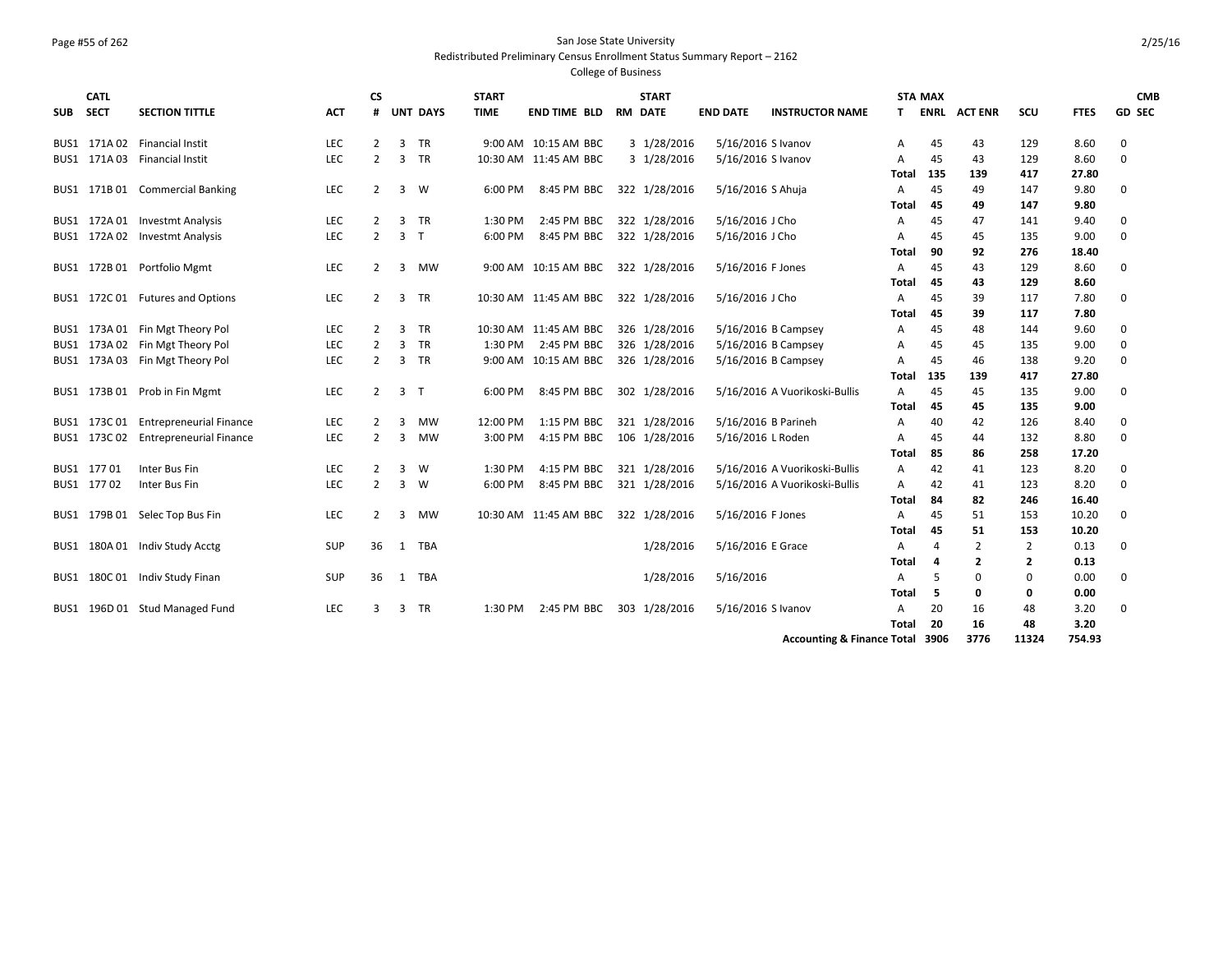San Jose State University

Redistributed Preliminary Census Enrollment Status Summary Report – 2162

College of Business

| SUB | CATL SECT | SECTION TITTLE | ACT | CS # | UNT | DAYS | START TIME | END TIME | BLD | RM | START DATE | END DATE | INSTRUCTOR NAME | STA T | MAX ENRL | ACT ENR | SCU | FTES | GD | CMB SEC |
|---|---|---|---|---|---|---|---|---|---|---|---|---|---|---|---|---|---|---|---|---|
| BUS1 | 171A 02 | Financial Instit | LEC | 2 | 3 | TR | 9:00 AM | 10:15 AM | BBC | 3 | 1/28/2016 | 5/16/2016 | S Ivanov | A | 45 | 43 | 129 | 8.60 | 0 | |
| BUS1 | 171A 03 | Financial Instit | LEC | 2 | 3 | TR | 10:30 AM | 11:45 AM | BBC | 3 | 1/28/2016 | 5/16/2016 | S Ivanov | A | 45 | 43 | 129 | 8.60 | 0 | |
| | | | | | | | | | | | | | | **Total** | **135** | **139** | **417** | **27.80** | | |
| BUS1 | 171B 01 | Commercial Banking | LEC | 2 | 3 | W | 6:00 PM | 8:45 PM | BBC | 322 | 1/28/2016 | 5/16/2016 | S Ahuja | A | 45 | 49 | 147 | 9.80 | 0 | |
| | | | | | | | | | | | | | | **Total** | **45** | **49** | **147** | **9.80** | | |
| BUS1 | 172A 01 | Investmt Analysis | LEC | 2 | 3 | TR | 1:30 PM | 2:45 PM | BBC | 322 | 1/28/2016 | 5/16/2016 | J Cho | A | 45 | 47 | 141 | 9.40 | 0 | |
| BUS1 | 172A 02 | Investmt Analysis | LEC | 2 | 3 | T | 6:00 PM | 8:45 PM | BBC | 322 | 1/28/2016 | 5/16/2016 | J Cho | A | 45 | 45 | 135 | 9.00 | 0 | |
| | | | | | | | | | | | | | | **Total** | **90** | **92** | **276** | **18.40** | | |
| BUS1 | 172B 01 | Portfolio Mgmt | LEC | 2 | 3 | MW | 9:00 AM | 10:15 AM | BBC | 322 | 1/28/2016 | 5/16/2016 | F Jones | A | 45 | 43 | 129 | 8.60 | 0 | |
| | | | | | | | | | | | | | | **Total** | **45** | **43** | **129** | **8.60** | | |
| BUS1 | 172C 01 | Futures and Options | LEC | 2 | 3 | TR | 10:30 AM | 11:45 AM | BBC | 322 | 1/28/2016 | 5/16/2016 | J Cho | A | 45 | 39 | 117 | 7.80 | 0 | |
| | | | | | | | | | | | | | | **Total** | **45** | **39** | **117** | **7.80** | | |
| BUS1 | 173A 01 | Fin Mgt Theory Pol | LEC | 2 | 3 | TR | 10:30 AM | 11:45 AM | BBC | 326 | 1/28/2016 | 5/16/2016 | B Campsey | A | 45 | 48 | 144 | 9.60 | 0 | |
| BUS1 | 173A 02 | Fin Mgt Theory Pol | LEC | 2 | 3 | TR | 1:30 PM | 2:45 PM | BBC | 326 | 1/28/2016 | 5/16/2016 | B Campsey | A | 45 | 45 | 135 | 9.00 | 0 | |
| BUS1 | 173A 03 | Fin Mgt Theory Pol | LEC | 2 | 3 | TR | 9:00 AM | 10:15 AM | BBC | 326 | 1/28/2016 | 5/16/2016 | B Campsey | A | 45 | 46 | 138 | 9.20 | 0 | |
| | | | | | | | | | | | | | | **Total** | **135** | **139** | **417** | **27.80** | | |
| BUS1 | 173B 01 | Prob in Fin Mgmt | LEC | 2 | 3 | T | 6:00 PM | 8:45 PM | BBC | 302 | 1/28/2016 | 5/16/2016 | A Vuorikoski-Bullis | A | 45 | 45 | 135 | 9.00 | 0 | |
| | | | | | | | | | | | | | | **Total** | **45** | **45** | **135** | **9.00** | | |
| BUS1 | 173C 01 | Entrepreneurial Finance | LEC | 2 | 3 | MW | 12:00 PM | 1:15 PM | BBC | 321 | 1/28/2016 | 5/16/2016 | B Parineh | A | 40 | 42 | 126 | 8.40 | 0 | |
| BUS1 | 173C 02 | Entrepreneurial Finance | LEC | 2 | 3 | MW | 3:00 PM | 4:15 PM | BBC | 106 | 1/28/2016 | 5/16/2016 | L Roden | A | 45 | 44 | 132 | 8.80 | 0 | |
| | | | | | | | | | | | | | | **Total** | **85** | **86** | **258** | **17.20** | | |
| BUS1 | 177 01 | Inter Bus Fin | LEC | 2 | 3 | W | 1:30 PM | 4:15 PM | BBC | 321 | 1/28/2016 | 5/16/2016 | A Vuorikoski-Bullis | A | 42 | 41 | 123 | 8.20 | 0 | |
| BUS1 | 177 02 | Inter Bus Fin | LEC | 2 | 3 | W | 6:00 PM | 8:45 PM | BBC | 321 | 1/28/2016 | 5/16/2016 | A Vuorikoski-Bullis | A | 42 | 41 | 123 | 8.20 | 0 | |
| | | | | | | | | | | | | | | **Total** | **84** | **82** | **246** | **16.40** | | |
| BUS1 | 179B 01 | Selec Top Bus Fin | LEC | 2 | 3 | MW | 10:30 AM | 11:45 AM | BBC | 322 | 1/28/2016 | 5/16/2016 | F Jones | A | 45 | 51 | 153 | 10.20 | 0 | |
| | | | | | | | | | | | | | | **Total** | **45** | **51** | **153** | **10.20** | | |
| BUS1 | 180A 01 | Indiv Study Acctg | SUP | 36 | 1 | TBA | | | | | 1/28/2016 | 5/16/2016 | E Grace | A | 4 | 2 | 2 | 0.13 | 0 | |
| | | | | | | | | | | | | | | **Total** | **4** | **2** | **2** | **0.13** | | |
| BUS1 | 180C 01 | Indiv Study Finan | SUP | 36 | 1 | TBA | | | | | 1/28/2016 | 5/16/2016 | | A | 5 | 0 | 0 | 0.00 | 0 | |
| | | | | | | | | | | | | | | **Total** | **5** | **0** | **0** | **0.00** | | |
| BUS1 | 196D 01 | Stud Managed Fund | LEC | 3 | 3 | TR | 1:30 PM | 2:45 PM | BBC | 303 | 1/28/2016 | 5/16/2016 | S Ivanov | A | 20 | 16 | 48 | 3.20 | 0 | |
| | | | | | | | | | | | | | | **Total** | **20** | **16** | **48** | **3.20** | | |
| | | | | | | | | | | | | | **Accounting & Finance Total** | | **3906** | **3776** | **11324** | **754.93** | | |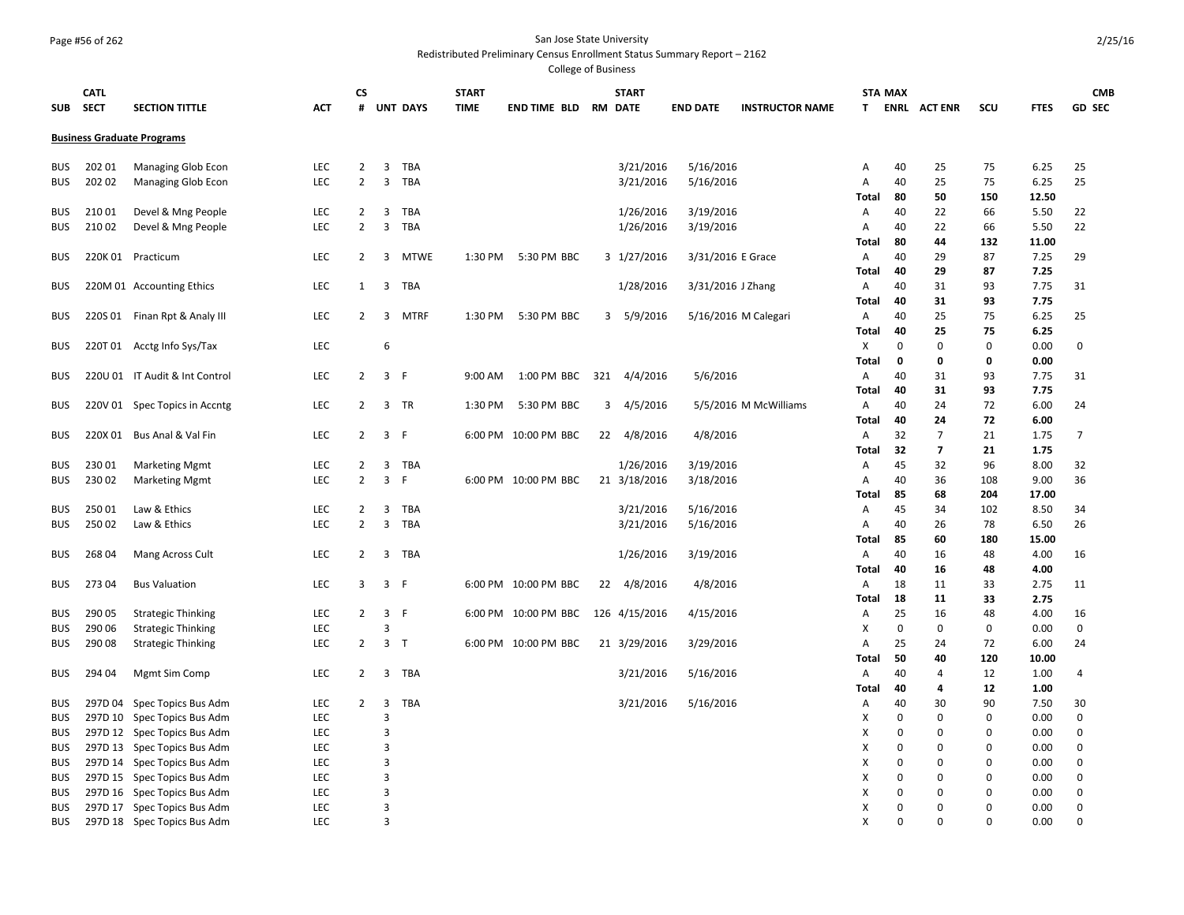San Jose State University

Redistributed Preliminary Census Enrollment Status Summary Report – 2162

College of Business

| SUB | CATL SECT | SECTION TITTLE | ACT | CS # | UNT | DAYS | START TIME | END TIME | BLD | RM | START DATE | END DATE | INSTRUCTOR NAME | STA T | MAX ENRL | ACT ENR | SCU | FTES | CMB GD | SEC |
|---|---|---|---|---|---|---|---|---|---|---|---|---|---|---|---|---|---|---|---|---|
| **Business Graduate Programs** | | | | | | | | | | | | | | | | | | | | |
| BUS | 202 01 | Managing Glob Econ | LEC | 2 | 3 | TBA | | | | | 3/21/2016 | 5/16/2016 | | A | 40 | 25 | 75 | 6.25 | 25 | |
| BUS | 202 02 | Managing Glob Econ | LEC | 2 | 3 | TBA | | | | | 3/21/2016 | 5/16/2016 | | A | 40 | 25 | 75 | 6.25 | 25 | |
| | | | | | | | | | | | | | | **Total** | **80** | **50** | **150** | **12.50** | | |
| BUS | 210 01 | Devel & Mng People | LEC | 2 | 3 | TBA | | | | | 1/26/2016 | 3/19/2016 | | A | 40 | 22 | 66 | 5.50 | 22 | |
| BUS | 210 02 | Devel & Mng People | LEC | 2 | 3 | TBA | | | | | 1/26/2016 | 3/19/2016 | | A | 40 | 22 | 66 | 5.50 | 22 | |
| | | | | | | | | | | | | | | **Total** | **80** | **44** | **132** | **11.00** | | |
| BUS | 220K 01 | Practicum | LEC | 2 | 3 | MTWE | 1:30 PM | 5:30 PM | BBC | 3 | 1/27/2016 | 3/31/2016 | E Grace | A | 40 | 29 | 87 | 7.25 | 29 | |
| | | | | | | | | | | | | | | **Total** | **40** | **29** | **87** | **7.25** | | |
| BUS | 220M 01 | Accounting Ethics | LEC | 1 | 3 | TBA | | | | | 1/28/2016 | 3/31/2016 | J Zhang | A | 40 | 31 | 93 | 7.75 | 31 | |
| | | | | | | | | | | | | | | **Total** | **40** | **31** | **93** | **7.75** | | |
| BUS | 220S 01 | Finan Rpt & Analy III | LEC | 2 | 3 | MTRF | 1:30 PM | 5:30 PM | BBC | 3 | 5/9/2016 | 5/16/2016 | M Calegari | A | 40 | 25 | 75 | 6.25 | 25 | |
| | | | | | | | | | | | | | | **Total** | **40** | **25** | **75** | **6.25** | | |
| BUS | 220T 01 | Acctg Info Sys/Tax | LEC | | 6 | | | | | | | | | X | 0 | 0 | 0 | 0.00 | 0 | |
| | | | | | | | | | | | | | | **Total** | **0** | **0** | **0** | **0.00** | | |
| BUS | 220U 01 | IT Audit & Int Control | LEC | 2 | 3 | F | 9:00 AM | 1:00 PM | BBC | 321 | 4/4/2016 | 5/6/2016 | | A | 40 | 31 | 93 | 7.75 | 31 | |
| | | | | | | | | | | | | | | **Total** | **40** | **31** | **93** | **7.75** | | |
| BUS | 220V 01 | Spec Topics in Accntg | LEC | 2 | 3 | TR | 1:30 PM | 5:30 PM | BBC | 3 | 4/5/2016 | 5/5/2016 | M McWilliams | A | 40 | 24 | 72 | 6.00 | 24 | |
| | | | | | | | | | | | | | | **Total** | **40** | **24** | **72** | **6.00** | | |
| BUS | 220X 01 | Bus Anal & Val Fin | LEC | 2 | 3 | F | 6:00 PM | 10:00 PM | BBC | 22 | 4/8/2016 | 4/8/2016 | | A | 32 | 7 | 21 | 1.75 | 7 | |
| | | | | | | | | | | | | | | **Total** | **32** | **7** | **21** | **1.75** | | |
| BUS | 230 01 | Marketing Mgmt | LEC | 2 | 3 | TBA | | | | | 1/26/2016 | 3/19/2016 | | A | 45 | 32 | 96 | 8.00 | 32 | |
| BUS | 230 02 | Marketing Mgmt | LEC | 2 | 3 | F | 6:00 PM | 10:00 PM | BBC | 21 | 3/18/2016 | 3/18/2016 | | A | 40 | 36 | 108 | 9.00 | 36 | |
| | | | | | | | | | | | | | | **Total** | **85** | **68** | **204** | **17.00** | | |
| BUS | 250 01 | Law & Ethics | LEC | 2 | 3 | TBA | | | | | 3/21/2016 | 5/16/2016 | | A | 45 | 34 | 102 | 8.50 | 34 | |
| BUS | 250 02 | Law & Ethics | LEC | 2 | 3 | TBA | | | | | 3/21/2016 | 5/16/2016 | | A | 40 | 26 | 78 | 6.50 | 26 | |
| | | | | | | | | | | | | | | **Total** | **85** | **60** | **180** | **15.00** | | |
| BUS | 268 04 | Mang Across Cult | LEC | 2 | 3 | TBA | | | | | 1/26/2016 | 3/19/2016 | | A | 40 | 16 | 48 | 4.00 | 16 | |
| | | | | | | | | | | | | | | **Total** | **40** | **16** | **48** | **4.00** | | |
| BUS | 273 04 | Bus Valuation | LEC | 3 | 3 | F | 6:00 PM | 10:00 PM | BBC | 22 | 4/8/2016 | 4/8/2016 | | A | 18 | 11 | 33 | 2.75 | 11 | |
| | | | | | | | | | | | | | | **Total** | **18** | **11** | **33** | **2.75** | | |
| BUS | 290 05 | Strategic Thinking | LEC | 2 | 3 | F | 6:00 PM | 10:00 PM | BBC | 126 | 4/15/2016 | 4/15/2016 | | A | 25 | 16 | 48 | 4.00 | 16 | |
| BUS | 290 06 | Strategic Thinking | LEC | | 3 | | | | | | | | | X | 0 | 0 | 0 | 0.00 | 0 | |
| BUS | 290 08 | Strategic Thinking | LEC | 2 | 3 | T | 6:00 PM | 10:00 PM | BBC | 21 | 3/29/2016 | 3/29/2016 | | A | 25 | 24 | 72 | 6.00 | 24 | |
| | | | | | | | | | | | | | | **Total** | **50** | **40** | **120** | **10.00** | | |
| BUS | 294 04 | Mgmt Sim Comp | LEC | 2 | 3 | TBA | | | | | 3/21/2016 | 5/16/2016 | | A | 40 | 4 | 12 | 1.00 | 4 | |
| | | | | | | | | | | | | | | **Total** | **40** | **4** | **12** | **1.00** | | |
| BUS | 297D 04 | Spec Topics Bus Adm | LEC | 2 | 3 | TBA | | | | | 3/21/2016 | 5/16/2016 | | A | 40 | 30 | 90 | 7.50 | 30 | |
| BUS | 297D 10 | Spec Topics Bus Adm | LEC | | 3 | | | | | | | | | X | 0 | 0 | 0 | 0.00 | 0 | |
| BUS | 297D 12 | Spec Topics Bus Adm | LEC | | 3 | | | | | | | | | X | 0 | 0 | 0 | 0.00 | 0 | |
| BUS | 297D 13 | Spec Topics Bus Adm | LEC | | 3 | | | | | | | | | X | 0 | 0 | 0 | 0.00 | 0 | |
| BUS | 297D 14 | Spec Topics Bus Adm | LEC | | 3 | | | | | | | | | X | 0 | 0 | 0 | 0.00 | 0 | |
| BUS | 297D 15 | Spec Topics Bus Adm | LEC | | 3 | | | | | | | | | X | 0 | 0 | 0 | 0.00 | 0 | |
| BUS | 297D 16 | Spec Topics Bus Adm | LEC | | 3 | | | | | | | | | X | 0 | 0 | 0 | 0.00 | 0 | |
| BUS | 297D 17 | Spec Topics Bus Adm | LEC | | 3 | | | | | | | | | X | 0 | 0 | 0 | 0.00 | 0 | |
| BUS | 297D 18 | Spec Topics Bus Adm | LEC | | 3 | | | | | | | | | X | 0 | 0 | 0 | 0.00 | 0 | |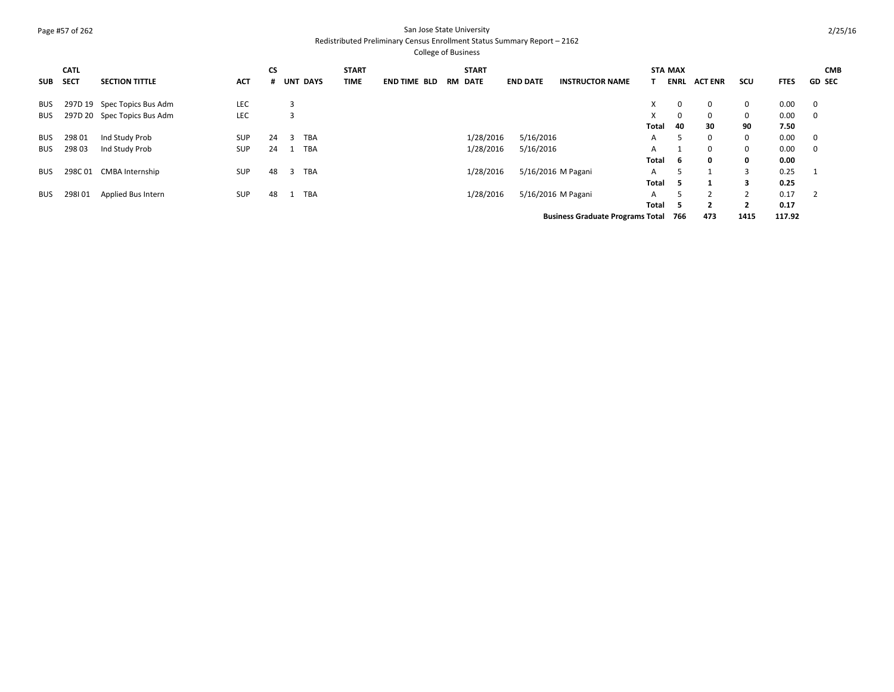San Jose State University
Redistributed Preliminary Census Enrollment Status Summary Report – 2162
College of Business

| SUB | CATL SECT | SECTION TITTLE | ACT | CS # | UNT | DAYS | START TIME | END TIME | BLD | RM | START DATE | END DATE | INSTRUCTOR NAME | STAT | MAX ENRL | ACT ENR | SCU | FTES | GD | CMB SEC |
|---|---|---|---|---|---|---|---|---|---|---|---|---|---|---|---|---|---|---|---|---|
| BUS | 297D 19 | Spec Topics Bus Adm | LEC | | 3 | | | | | | | | | X | 0 | 0 | 0 | 0.00 | 0 | |
| BUS | 297D 20 | Spec Topics Bus Adm | LEC | | 3 | | | | | | | | | X | 0 | 0 | 0 | 0.00 | 0 | |
| | | | | | | | | | | | | | | **Total** | **40** | **30** | **90** | **7.50** | | |
| BUS | 298 01 | Ind Study Prob | SUP | 24 | 3 | TBA | | | | | 1/28/2016 | 5/16/2016 | | A | 5 | 0 | 0 | 0.00 | 0 | |
| BUS | 298 03 | Ind Study Prob | SUP | 24 | 1 | TBA | | | | | 1/28/2016 | 5/16/2016 | | A | 1 | 0 | 0 | 0.00 | 0 | |
| | | | | | | | | | | | | | | **Total** | **6** | **0** | **0** | **0.00** | | |
| BUS | 298C 01 | CMBA Internship | SUP | 48 | 3 | TBA | | | | | 1/28/2016 | 5/16/2016 | M Pagani | A | 5 | 1 | 3 | 0.25 | 1 | |
| | | | | | | | | | | | | | | **Total** | **5** | **1** | **3** | **0.25** | | |
| BUS | 298I 01 | Applied Bus Intern | SUP | 48 | 1 | TBA | | | | | 1/28/2016 | 5/16/2016 | M Pagani | A | 5 | 2 | 2 | 0.17 | 2 | |
| | | | | | | | | | | | | | | **Total** | **5** | **2** | **2** | **0.17** | | |
| | | | | | | | | | | | | | **Business Graduate Programs Total** | | **766** | **473** | **1415** | **117.92** | | |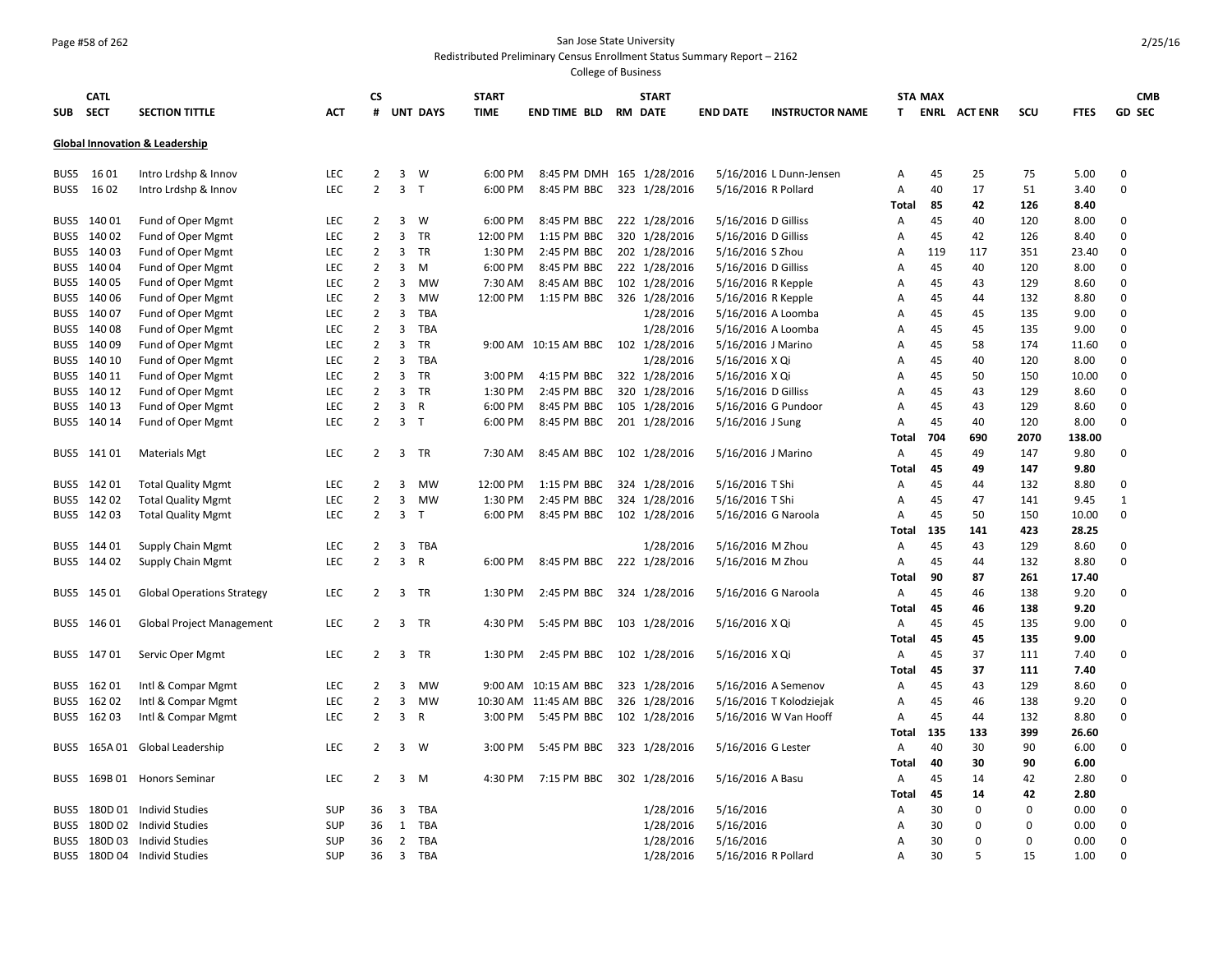San Jose State University

Redistributed Preliminary Census Enrollment Status Summary Report – 2162

College of Business

| SUB | CATL SECT | SECTION TITTLE | ACT | CS # | UNT | DAYS | START TIME | END TIME | BLD | RM | START DATE | END DATE | INSTRUCTOR NAME | STA T | MAX ENRL | ACT ENR | SCU | FTES | GD | CMB SEC |
|---|---|---|---|---|---|---|---|---|---|---|---|---|---|---|---|---|---|---|---|---|
| **Global Innovation & Leadership** | | | | | | | | | | | | | | | | | | | | |
| BUS5 | 16 01 | Intro Lrdshp & Innov | LEC | 2 | 3 | W | 6:00 PM | 8:45 PM | DMH | 165 | 1/28/2016 | 5/16/2016 | L Dunn-Jensen | A | 45 | 25 | 75 | 5.00 | 0 | |
| BUS5 | 16 02 | Intro Lrdshp & Innov | LEC | 2 | 3 | T | 6:00 PM | 8:45 PM | BBC | 323 | 1/28/2016 | 5/16/2016 | R Pollard | A | 40 | 17 | 51 | 3.40 | 0 | |
| | | | | | | | | | | | | | | **Total** | **85** | **42** | **126** | **8.40** | | |
| BUS5 | 140 01 | Fund of Oper Mgmt | LEC | 2 | 3 | W | 6:00 PM | 8:45 PM | BBC | 222 | 1/28/2016 | 5/16/2016 | D Gilliss | A | 45 | 40 | 120 | 8.00 | 0 | |
| BUS5 | 140 02 | Fund of Oper Mgmt | LEC | 2 | 3 | TR | 12:00 PM | 1:15 PM | BBC | 320 | 1/28/2016 | 5/16/2016 | D Gilliss | A | 45 | 42 | 126 | 8.40 | 0 | |
| BUS5 | 140 03 | Fund of Oper Mgmt | LEC | 2 | 3 | TR | 1:30 PM | 2:45 PM | BBC | 202 | 1/28/2016 | 5/16/2016 | S Zhou | A | 119 | 117 | 351 | 23.40 | 0 | |
| BUS5 | 140 04 | Fund of Oper Mgmt | LEC | 2 | 3 | M | 6:00 PM | 8:45 PM | BBC | 222 | 1/28/2016 | 5/16/2016 | D Gilliss | A | 45 | 40 | 120 | 8.00 | 0 | |
| BUS5 | 140 05 | Fund of Oper Mgmt | LEC | 2 | 3 | MW | 7:30 AM | 8:45 AM | BBC | 102 | 1/28/2016 | 5/16/2016 | R Kepple | A | 45 | 43 | 129 | 8.60 | 0 | |
| BUS5 | 140 06 | Fund of Oper Mgmt | LEC | 2 | 3 | MW | 12:00 PM | 1:15 PM | BBC | 326 | 1/28/2016 | 5/16/2016 | R Kepple | A | 45 | 44 | 132 | 8.80 | 0 | |
| BUS5 | 140 07 | Fund of Oper Mgmt | LEC | 2 | 3 | TBA | | | | | 1/28/2016 | 5/16/2016 | A Loomba | A | 45 | 45 | 135 | 9.00 | 0 | |
| BUS5 | 140 08 | Fund of Oper Mgmt | LEC | 2 | 3 | TBA | | | | | 1/28/2016 | 5/16/2016 | A Loomba | A | 45 | 45 | 135 | 9.00 | 0 | |
| BUS5 | 140 09 | Fund of Oper Mgmt | LEC | 2 | 3 | TR | 9:00 AM | 10:15 AM | BBC | 102 | 1/28/2016 | 5/16/2016 | J Marino | A | 45 | 58 | 174 | 11.60 | 0 | |
| BUS5 | 140 10 | Fund of Oper Mgmt | LEC | 2 | 3 | TBA | | | | | 1/28/2016 | 5/16/2016 | X Qi | A | 45 | 40 | 120 | 8.00 | 0 | |
| BUS5 | 140 11 | Fund of Oper Mgmt | LEC | 2 | 3 | TR | 3:00 PM | 4:15 PM | BBC | 322 | 1/28/2016 | 5/16/2016 | X Qi | A | 45 | 50 | 150 | 10.00 | 0 | |
| BUS5 | 140 12 | Fund of Oper Mgmt | LEC | 2 | 3 | TR | 1:30 PM | 2:45 PM | BBC | 320 | 1/28/2016 | 5/16/2016 | D Gilliss | A | 45 | 43 | 129 | 8.60 | 0 | |
| BUS5 | 140 13 | Fund of Oper Mgmt | LEC | 2 | 3 | R | 6:00 PM | 8:45 PM | BBC | 105 | 1/28/2016 | 5/16/2016 | G Pundoor | A | 45 | 43 | 129 | 8.60 | 0 | |
| BUS5 | 140 14 | Fund of Oper Mgmt | LEC | 2 | 3 | T | 6:00 PM | 8:45 PM | BBC | 201 | 1/28/2016 | 5/16/2016 | J Sung | A | 45 | 40 | 120 | 8.00 | 0 | |
| | | | | | | | | | | | | | | **Total** | **704** | **690** | **2070** | **138.00** | | |
| BUS5 | 141 01 | Materials Mgt | LEC | 2 | 3 | TR | 7:30 AM | 8:45 AM | BBC | 102 | 1/28/2016 | 5/16/2016 | J Marino | A | 45 | 49 | 147 | 9.80 | 0 | |
| | | | | | | | | | | | | | | **Total** | **45** | **49** | **147** | **9.80** | | |
| BUS5 | 142 01 | Total Quality Mgmt | LEC | 2 | 3 | MW | 12:00 PM | 1:15 PM | BBC | 324 | 1/28/2016 | 5/16/2016 | T Shi | A | 45 | 44 | 132 | 8.80 | 0 | |
| BUS5 | 142 02 | Total Quality Mgmt | LEC | 2 | 3 | MW | 1:30 PM | 2:45 PM | BBC | 324 | 1/28/2016 | 5/16/2016 | T Shi | A | 45 | 47 | 141 | 9.45 | 1 | |
| BUS5 | 142 03 | Total Quality Mgmt | LEC | 2 | 3 | T | 6:00 PM | 8:45 PM | BBC | 102 | 1/28/2016 | 5/16/2016 | G Naroola | A | 45 | 50 | 150 | 10.00 | 0 | |
| | | | | | | | | | | | | | | **Total** | **135** | **141** | **423** | **28.25** | | |
| BUS5 | 144 01 | Supply Chain Mgmt | LEC | 2 | 3 | TBA | | | | | 1/28/2016 | 5/16/2016 | M Zhou | A | 45 | 43 | 129 | 8.60 | 0 | |
| BUS5 | 144 02 | Supply Chain Mgmt | LEC | 2 | 3 | R | 6:00 PM | 8:45 PM | BBC | 222 | 1/28/2016 | 5/16/2016 | M Zhou | A | 45 | 44 | 132 | 8.80 | 0 | |
| | | | | | | | | | | | | | | **Total** | **90** | **87** | **261** | **17.40** | | |
| BUS5 | 145 01 | Global Operations Strategy | LEC | 2 | 3 | TR | 1:30 PM | 2:45 PM | BBC | 324 | 1/28/2016 | 5/16/2016 | G Naroola | A | 45 | 46 | 138 | 9.20 | 0 | |
| | | | | | | | | | | | | | | **Total** | **45** | **46** | **138** | **9.20** | | |
| BUS5 | 146 01 | Global Project Management | LEC | 2 | 3 | TR | 4:30 PM | 5:45 PM | BBC | 103 | 1/28/2016 | 5/16/2016 | X Qi | A | 45 | 45 | 135 | 9.00 | 0 | |
| | | | | | | | | | | | | | | **Total** | **45** | **45** | **135** | **9.00** | | |
| BUS5 | 147 01 | Servic Oper Mgmt | LEC | 2 | 3 | TR | 1:30 PM | 2:45 PM | BBC | 102 | 1/28/2016 | 5/16/2016 | X Qi | A | 45 | 37 | 111 | 7.40 | 0 | |
| | | | | | | | | | | | | | | **Total** | **45** | **37** | **111** | **7.40** | | |
| BUS5 | 162 01 | Intl & Compar Mgmt | LEC | 2 | 3 | MW | 9:00 AM | 10:15 AM | BBC | 323 | 1/28/2016 | 5/16/2016 | A Semenov | A | 45 | 43 | 129 | 8.60 | 0 | |
| BUS5 | 162 02 | Intl & Compar Mgmt | LEC | 2 | 3 | MW | 10:30 AM | 11:45 AM | BBC | 326 | 1/28/2016 | 5/16/2016 | T Kolodziejak | A | 45 | 46 | 138 | 9.20 | 0 | |
| BUS5 | 162 03 | Intl & Compar Mgmt | LEC | 2 | 3 | R | 3:00 PM | 5:45 PM | BBC | 102 | 1/28/2016 | 5/16/2016 | W Van Hooff | A | 45 | 44 | 132 | 8.80 | 0 | |
| | | | | | | | | | | | | | | **Total** | **135** | **133** | **399** | **26.60** | | |
| BUS5 | 165A 01 | Global Leadership | LEC | 2 | 3 | W | 3:00 PM | 5:45 PM | BBC | 323 | 1/28/2016 | 5/16/2016 | G Lester | A | 40 | 30 | 90 | 6.00 | 0 | |
| | | | | | | | | | | | | | | **Total** | **40** | **30** | **90** | **6.00** | | |
| BUS5 | 169B 01 | Honors Seminar | LEC | 2 | 3 | M | 4:30 PM | 7:15 PM | BBC | 302 | 1/28/2016 | 5/16/2016 | A Basu | A | 45 | 14 | 42 | 2.80 | 0 | |
| | | | | | | | | | | | | | | **Total** | **45** | **14** | **42** | **2.80** | | |
| BUS5 | 180D 01 | Individ Studies | SUP | 36 | 3 | TBA | | | | | 1/28/2016 | 5/16/2016 | | A | 30 | 0 | 0 | 0.00 | 0 | |
| BUS5 | 180D 02 | Individ Studies | SUP | 36 | 1 | TBA | | | | | 1/28/2016 | 5/16/2016 | | A | 30 | 0 | 0 | 0.00 | 0 | |
| BUS5 | 180D 03 | Individ Studies | SUP | 36 | 2 | TBA | | | | | 1/28/2016 | 5/16/2016 | | A | 30 | 0 | 0 | 0.00 | 0 | |
| BUS5 | 180D 04 | Individ Studies | SUP | 36 | 3 | TBA | | | | | 1/28/2016 | 5/16/2016 | R Pollard | A | 30 | 5 | 15 | 1.00 | 0 | |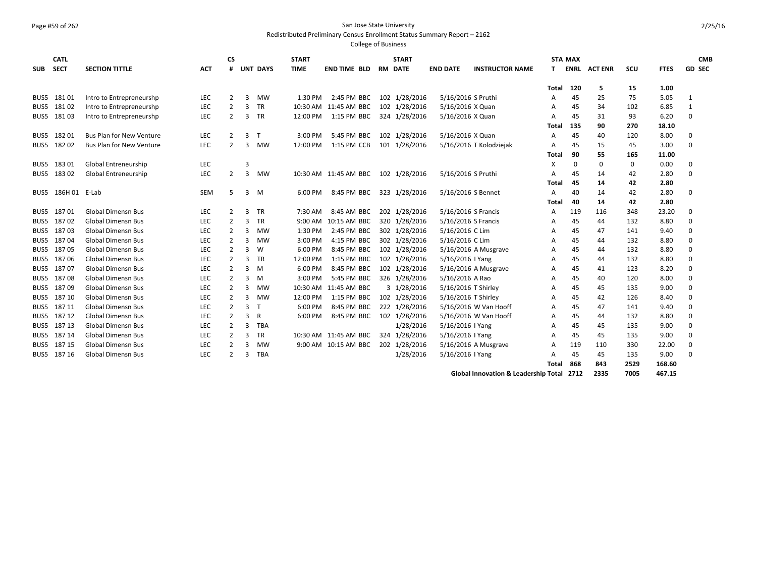San Jose State University

Redistributed Preliminary Census Enrollment Status Summary Report – 2162

College of Business

| SUB | CATL SECT | SECTION TITTLE | ACT | CS # | UNT | DAYS | START TIME | END TIME | BLD | RM | START DATE | END DATE | INSTRUCTOR NAME | STAT | MAX ENRL | ACT ENR | SCU | FTES | GD | CMB SEC |
|---|---|---|---|---|---|---|---|---|---|---|---|---|---|---|---|---|---|---|---|---|
| | | | | | | | | | | | | | | Total | 120 | 5 | 15 | 1.00 | | |
| BUS5 | 181 01 | Intro to Entrepreneurshp | LEC | 2 | 3 | MW | 1:30 PM | 2:45 PM | BBC | 102 | 1/28/2016 | 5/16/2016 | S Pruthi | A | 45 | 25 | 75 | 5.05 | 1 | |
| BUS5 | 181 02 | Intro to Entrepreneurshp | LEC | 2 | 3 | TR | 10:30 AM | 11:45 AM | BBC | 102 | 1/28/2016 | 5/16/2016 | X Quan | A | 45 | 34 | 102 | 6.85 | 1 | |
| BUS5 | 181 03 | Intro to Entrepreneurshp | LEC | 2 | 3 | TR | 12:00 PM | 1:15 PM | BBC | 324 | 1/28/2016 | 5/16/2016 | X Quan | A | 45 | 31 | 93 | 6.20 | 0 | |
| | | | | | | | | | | | | | | Total | 135 | 90 | 270 | 18.10 | | |
| BUS5 | 182 01 | Bus Plan for New Venture | LEC | 2 | 3 | T | 3:00 PM | 5:45 PM | BBC | 102 | 1/28/2016 | 5/16/2016 | X Quan | A | 45 | 40 | 120 | 8.00 | 0 | |
| BUS5 | 182 02 | Bus Plan for New Venture | LEC | 2 | 3 | MW | 12:00 PM | 1:15 PM | CCB | 101 | 1/28/2016 | 5/16/2016 | T Kolodziejak | A | 45 | 15 | 45 | 3.00 | 0 | |
| | | | | | | | | | | | | | | Total | 90 | 55 | 165 | 11.00 | | |
| BUS5 | 183 01 | Global Entreneurship | LEC | | 3 | | | | | | | | | X | 0 | 0 | 0 | 0.00 | 0 | |
| BUS5 | 183 02 | Global Entreneurship | LEC | 2 | 3 | MW | 10:30 AM | 11:45 AM | BBC | 102 | 1/28/2016 | 5/16/2016 | S Pruthi | A | 45 | 14 | 42 | 2.80 | 0 | |
| | | | | | | | | | | | | | | Total | 45 | 14 | 42 | 2.80 | | |
| BUS5 | 186H 01 | E-Lab | SEM | 5 | 3 | M | 6:00 PM | 8:45 PM | BBC | 323 | 1/28/2016 | 5/16/2016 | S Bennet | A | 40 | 14 | 42 | 2.80 | 0 | |
| | | | | | | | | | | | | | | Total | 40 | 14 | 42 | 2.80 | | |
| BUS5 | 187 01 | Global Dimensn Bus | LEC | 2 | 3 | TR | 7:30 AM | 8:45 AM | BBC | 202 | 1/28/2016 | 5/16/2016 | S Francis | A | 119 | 116 | 348 | 23.20 | 0 | |
| BUS5 | 187 02 | Global Dimensn Bus | LEC | 2 | 3 | TR | 9:00 AM | 10:15 AM | BBC | 320 | 1/28/2016 | 5/16/2016 | S Francis | A | 45 | 44 | 132 | 8.80 | 0 | |
| BUS5 | 187 03 | Global Dimensn Bus | LEC | 2 | 3 | MW | 1:30 PM | 2:45 PM | BBC | 302 | 1/28/2016 | 5/16/2016 | C Lim | A | 45 | 47 | 141 | 9.40 | 0 | |
| BUS5 | 187 04 | Global Dimensn Bus | LEC | 2 | 3 | MW | 3:00 PM | 4:15 PM | BBC | 302 | 1/28/2016 | 5/16/2016 | C Lim | A | 45 | 44 | 132 | 8.80 | 0 | |
| BUS5 | 187 05 | Global Dimensn Bus | LEC | 2 | 3 | W | 6:00 PM | 8:45 PM | BBC | 102 | 1/28/2016 | 5/16/2016 | A Musgrave | A | 45 | 44 | 132 | 8.80 | 0 | |
| BUS5 | 187 06 | Global Dimensn Bus | LEC | 2 | 3 | TR | 12:00 PM | 1:15 PM | BBC | 102 | 1/28/2016 | 5/16/2016 | I Yang | A | 45 | 44 | 132 | 8.80 | 0 | |
| BUS5 | 187 07 | Global Dimensn Bus | LEC | 2 | 3 | M | 6:00 PM | 8:45 PM | BBC | 102 | 1/28/2016 | 5/16/2016 | A Musgrave | A | 45 | 41 | 123 | 8.20 | 0 | |
| BUS5 | 187 08 | Global Dimensn Bus | LEC | 2 | 3 | M | 3:00 PM | 5:45 PM | BBC | 326 | 1/28/2016 | 5/16/2016 | A Rao | A | 45 | 40 | 120 | 8.00 | 0 | |
| BUS5 | 187 09 | Global Dimensn Bus | LEC | 2 | 3 | MW | 10:30 AM | 11:45 AM | BBC | 3 | 1/28/2016 | 5/16/2016 | T Shirley | A | 45 | 45 | 135 | 9.00 | 0 | |
| BUS5 | 187 10 | Global Dimensn Bus | LEC | 2 | 3 | MW | 12:00 PM | 1:15 PM | BBC | 102 | 1/28/2016 | 5/16/2016 | T Shirley | A | 45 | 42 | 126 | 8.40 | 0 | |
| BUS5 | 187 11 | Global Dimensn Bus | LEC | 2 | 3 | T | 6:00 PM | 8:45 PM | BBC | 222 | 1/28/2016 | 5/16/2016 | W Van Hooff | A | 45 | 47 | 141 | 9.40 | 0 | |
| BUS5 | 187 12 | Global Dimensn Bus | LEC | 2 | 3 | R | 6:00 PM | 8:45 PM | BBC | 102 | 1/28/2016 | 5/16/2016 | W Van Hooff | A | 45 | 44 | 132 | 8.80 | 0 | |
| BUS5 | 187 13 | Global Dimensn Bus | LEC | 2 | 3 | TBA | | | | | 1/28/2016 | 5/16/2016 | I Yang | A | 45 | 45 | 135 | 9.00 | 0 | |
| BUS5 | 187 14 | Global Dimensn Bus | LEC | 2 | 3 | TR | 10:30 AM | 11:45 AM | BBC | 324 | 1/28/2016 | 5/16/2016 | I Yang | A | 45 | 45 | 135 | 9.00 | 0 | |
| BUS5 | 187 15 | Global Dimensn Bus | LEC | 2 | 3 | MW | 9:00 AM | 10:15 AM | BBC | 202 | 1/28/2016 | 5/16/2016 | A Musgrave | A | 119 | 110 | 330 | 22.00 | 0 | |
| BUS5 | 187 16 | Global Dimensn Bus | LEC | 2 | 3 | TBA | | | | | 1/28/2016 | 5/16/2016 | I Yang | A | 45 | 45 | 135 | 9.00 | 0 | |
| | | | | | | | | | | | | | | Total | 868 | 843 | 2529 | 168.60 | | |
| | | | | | | | | | | | | | Global Innovation & Leadership Total | | 2712 | 2335 | 7005 | 467.15 | | |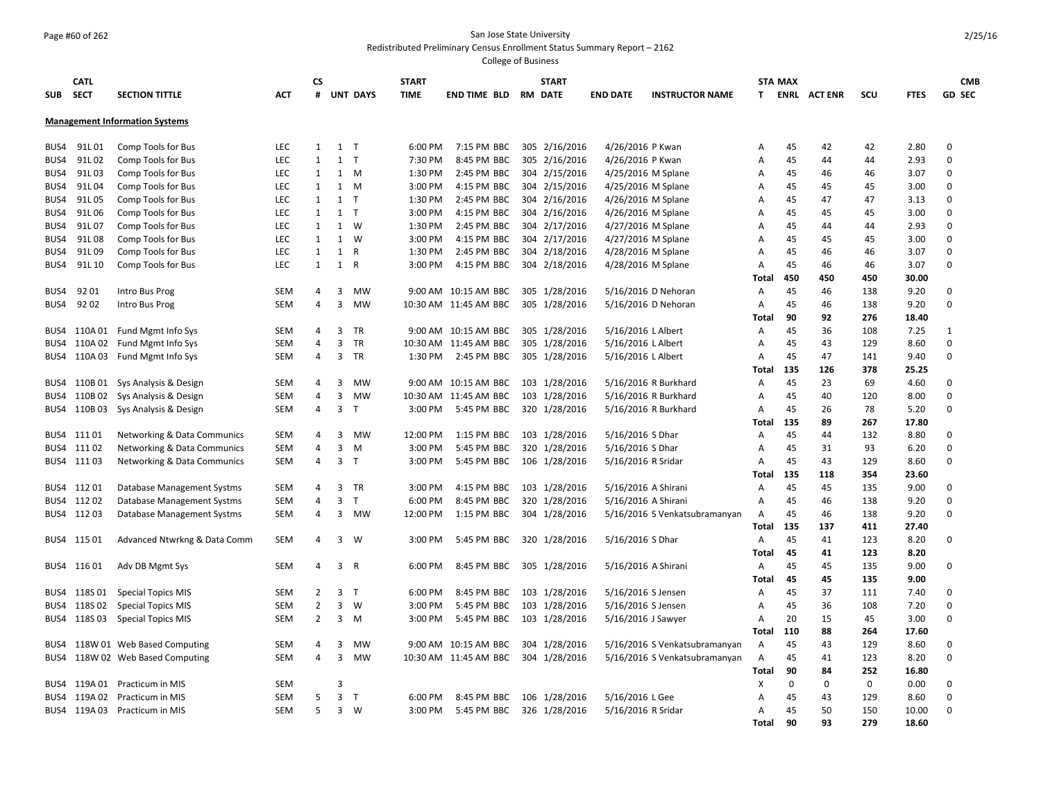San Jose State University

Redistributed Preliminary Census Enrollment Status Summary Report – 2162

College of Business

| SUB | CATL SECT | SECTION TITTLE | ACT | CS # | UNT | DAYS | START TIME | END TIME | BLD | RM | START DATE | END DATE | INSTRUCTOR NAME | STAT | MAX ENRL | ACT ENR | SCU | FTES | GD | CMB SEC |
|---|---|---|---|---|---|---|---|---|---|---|---|---|---|---|---|---|---|---|---|---|
| **Management Information Systems** | | | | | | | | | | | | | | | | | | | | |
| BUS4 | 91L 01 | Comp Tools for Bus | LEC | 1 | 1 | T | 6:00 PM | 7:15 PM | BBC | 305 | 2/16/2016 | 4/26/2016 | P Kwan | A | 45 | 42 | 42 | 2.80 | 0 | |
| BUS4 | 91L 02 | Comp Tools for Bus | LEC | 1 | 1 | T | 7:30 PM | 8:45 PM | BBC | 305 | 2/16/2016 | 4/26/2016 | P Kwan | A | 45 | 44 | 44 | 2.93 | 0 | |
| BUS4 | 91L 03 | Comp Tools for Bus | LEC | 1 | 1 | M | 1:30 PM | 2:45 PM | BBC | 304 | 2/15/2016 | 4/25/2016 | M Splane | A | 45 | 46 | 46 | 3.07 | 0 | |
| BUS4 | 91L 04 | Comp Tools for Bus | LEC | 1 | 1 | M | 3:00 PM | 4:15 PM | BBC | 304 | 2/15/2016 | 4/25/2016 | M Splane | A | 45 | 45 | 45 | 3.00 | 0 | |
| BUS4 | 91L 05 | Comp Tools for Bus | LEC | 1 | 1 | T | 1:30 PM | 2:45 PM | BBC | 304 | 2/16/2016 | 4/26/2016 | M Splane | A | 45 | 47 | 47 | 3.13 | 0 | |
| BUS4 | 91L 06 | Comp Tools for Bus | LEC | 1 | 1 | T | 3:00 PM | 4:15 PM | BBC | 304 | 2/16/2016 | 4/26/2016 | M Splane | A | 45 | 45 | 45 | 3.00 | 0 | |
| BUS4 | 91L 07 | Comp Tools for Bus | LEC | 1 | 1 | W | 1:30 PM | 2:45 PM | BBC | 304 | 2/17/2016 | 4/27/2016 | M Splane | A | 45 | 44 | 44 | 2.93 | 0 | |
| BUS4 | 91L 08 | Comp Tools for Bus | LEC | 1 | 1 | W | 3:00 PM | 4:15 PM | BBC | 304 | 2/17/2016 | 4/27/2016 | M Splane | A | 45 | 45 | 45 | 3.00 | 0 | |
| BUS4 | 91L 09 | Comp Tools for Bus | LEC | 1 | 1 | R | 1:30 PM | 2:45 PM | BBC | 304 | 2/18/2016 | 4/28/2016 | M Splane | A | 45 | 46 | 46 | 3.07 | 0 | |
| BUS4 | 91L 10 | Comp Tools for Bus | LEC | 1 | 1 | R | 3:00 PM | 4:15 PM | BBC | 304 | 2/18/2016 | 4/28/2016 | M Splane | A | 45 | 46 | 46 | 3.07 | 0 | |
| | | | | | | | | | | | | | | **Total** | **450** | **450** | **450** | **30.00** | | |
| BUS4 | 92 01 | Intro Bus Prog | SEM | 4 | 3 | MW | 9:00 AM | 10:15 AM | BBC | 305 | 1/28/2016 | 5/16/2016 | D Nehoran | A | 45 | 46 | 138 | 9.20 | 0 | |
| BUS4 | 92 02 | Intro Bus Prog | SEM | 4 | 3 | MW | 10:30 AM | 11:45 AM | BBC | 305 | 1/28/2016 | 5/16/2016 | D Nehoran | A | 45 | 46 | 138 | 9.20 | 0 | |
| | | | | | | | | | | | | | | **Total** | **90** | **92** | **276** | **18.40** | | |
| BUS4 | 110A 01 | Fund Mgmt Info Sys | SEM | 4 | 3 | TR | 9:00 AM | 10:15 AM | BBC | 305 | 1/28/2016 | 5/16/2016 | L Albert | A | 45 | 36 | 108 | 7.25 | 1 | |
| BUS4 | 110A 02 | Fund Mgmt Info Sys | SEM | 4 | 3 | TR | 10:30 AM | 11:45 AM | BBC | 305 | 1/28/2016 | 5/16/2016 | L Albert | A | 45 | 43 | 129 | 8.60 | 0 | |
| BUS4 | 110A 03 | Fund Mgmt Info Sys | SEM | 4 | 3 | TR | 1:30 PM | 2:45 PM | BBC | 305 | 1/28/2016 | 5/16/2016 | L Albert | A | 45 | 47 | 141 | 9.40 | 0 | |
| | | | | | | | | | | | | | | **Total** | **135** | **126** | **378** | **25.25** | | |
| BUS4 | 110B 01 | Sys Analysis & Design | SEM | 4 | 3 | MW | 9:00 AM | 10:15 AM | BBC | 103 | 1/28/2016 | 5/16/2016 | R Burkhard | A | 45 | 23 | 69 | 4.60 | 0 | |
| BUS4 | 110B 02 | Sys Analysis & Design | SEM | 4 | 3 | MW | 10:30 AM | 11:45 AM | BBC | 103 | 1/28/2016 | 5/16/2016 | R Burkhard | A | 45 | 40 | 120 | 8.00 | 0 | |
| BUS4 | 110B 03 | Sys Analysis & Design | SEM | 4 | 3 | T | 3:00 PM | 5:45 PM | BBC | 320 | 1/28/2016 | 5/16/2016 | R Burkhard | A | 45 | 26 | 78 | 5.20 | 0 | |
| | | | | | | | | | | | | | | **Total** | **135** | **89** | **267** | **17.80** | | |
| BUS4 | 111 01 | Networking & Data Communics | SEM | 4 | 3 | MW | 12:00 PM | 1:15 PM | BBC | 103 | 1/28/2016 | 5/16/2016 | S Dhar | A | 45 | 44 | 132 | 8.80 | 0 | |
| BUS4 | 111 02 | Networking & Data Communics | SEM | 4 | 3 | M | 3:00 PM | 5:45 PM | BBC | 320 | 1/28/2016 | 5/16/2016 | S Dhar | A | 45 | 31 | 93 | 6.20 | 0 | |
| BUS4 | 111 03 | Networking & Data Communics | SEM | 4 | 3 | T | 3:00 PM | 5:45 PM | BBC | 106 | 1/28/2016 | 5/16/2016 | R Sridar | A | 45 | 43 | 129 | 8.60 | 0 | |
| | | | | | | | | | | | | | | **Total** | **135** | **118** | **354** | **23.60** | | |
| BUS4 | 112 01 | Database Management Systms | SEM | 4 | 3 | TR | 3:00 PM | 4:15 PM | BBC | 103 | 1/28/2016 | 5/16/2016 | A Shirani | A | 45 | 45 | 135 | 9.00 | 0 | |
| BUS4 | 112 02 | Database Management Systms | SEM | 4 | 3 | T | 6:00 PM | 8:45 PM | BBC | 320 | 1/28/2016 | 5/16/2016 | A Shirani | A | 45 | 46 | 138 | 9.20 | 0 | |
| BUS4 | 112 03 | Database Management Systms | SEM | 4 | 3 | MW | 12:00 PM | 1:15 PM | BBC | 304 | 1/28/2016 | 5/16/2016 | S Venkatsubramanyan | A | 45 | 46 | 138 | 9.20 | 0 | |
| | | | | | | | | | | | | | | **Total** | **135** | **137** | **411** | **27.40** | | |
| BUS4 | 115 01 | Advanced Ntwrkng & Data Comm | SEM | 4 | 3 | W | 3:00 PM | 5:45 PM | BBC | 320 | 1/28/2016 | 5/16/2016 | S Dhar | A | 45 | 41 | 123 | 8.20 | 0 | |
| | | | | | | | | | | | | | | **Total** | **45** | **41** | **123** | **8.20** | | |
| BUS4 | 116 01 | Adv DB Mgmt Sys | SEM | 4 | 3 | R | 6:00 PM | 8:45 PM | BBC | 305 | 1/28/2016 | 5/16/2016 | A Shirani | A | 45 | 45 | 135 | 9.00 | 0 | |
| | | | | | | | | | | | | | | **Total** | **45** | **45** | **135** | **9.00** | | |
| BUS4 | 118S 01 | Special Topics MIS | SEM | 2 | 3 | T | 6:00 PM | 8:45 PM | BBC | 103 | 1/28/2016 | 5/16/2016 | S Jensen | A | 45 | 37 | 111 | 7.40 | 0 | |
| BUS4 | 118S 02 | Special Topics MIS | SEM | 2 | 3 | W | 3:00 PM | 5:45 PM | BBC | 103 | 1/28/2016 | 5/16/2016 | S Jensen | A | 45 | 36 | 108 | 7.20 | 0 | |
| BUS4 | 118S 03 | Special Topics MIS | SEM | 2 | 3 | M | 3:00 PM | 5:45 PM | BBC | 103 | 1/28/2016 | 5/16/2016 | J Sawyer | A | 20 | 15 | 45 | 3.00 | 0 | |
| | | | | | | | | | | | | | | **Total** | **110** | **88** | **264** | **17.60** | | |
| BUS4 | 118W 01 | Web Based Computing | SEM | 4 | 3 | MW | 9:00 AM | 10:15 AM | BBC | 304 | 1/28/2016 | 5/16/2016 | S Venkatsubramanyan | A | 45 | 43 | 129 | 8.60 | 0 | |
| BUS4 | 118W 02 | Web Based Computing | SEM | 4 | 3 | MW | 10:30 AM | 11:45 AM | BBC | 304 | 1/28/2016 | 5/16/2016 | S Venkatsubramanyan | A | 45 | 41 | 123 | 8.20 | 0 | |
| | | | | | | | | | | | | | | **Total** | **90** | **84** | **252** | **16.80** | | |
| BUS4 | 119A 01 | Practicum in MIS | SEM | | 3 | | | | | | | | | X | 0 | 0 | 0 | 0.00 | 0 | |
| BUS4 | 119A 02 | Practicum in MIS | SEM | 5 | 3 | T | 6:00 PM | 8:45 PM | BBC | 106 | 1/28/2016 | 5/16/2016 | L Gee | A | 45 | 43 | 129 | 8.60 | 0 | |
| BUS4 | 119A 03 | Practicum in MIS | SEM | 5 | 3 | W | 3:00 PM | 5:45 PM | BBC | 326 | 1/28/2016 | 5/16/2016 | R Sridar | A | 45 | 50 | 150 | 10.00 | 0 | |
| | | | | | | | | | | | | | | **Total** | **90** | **93** | **279** | **18.60** | | |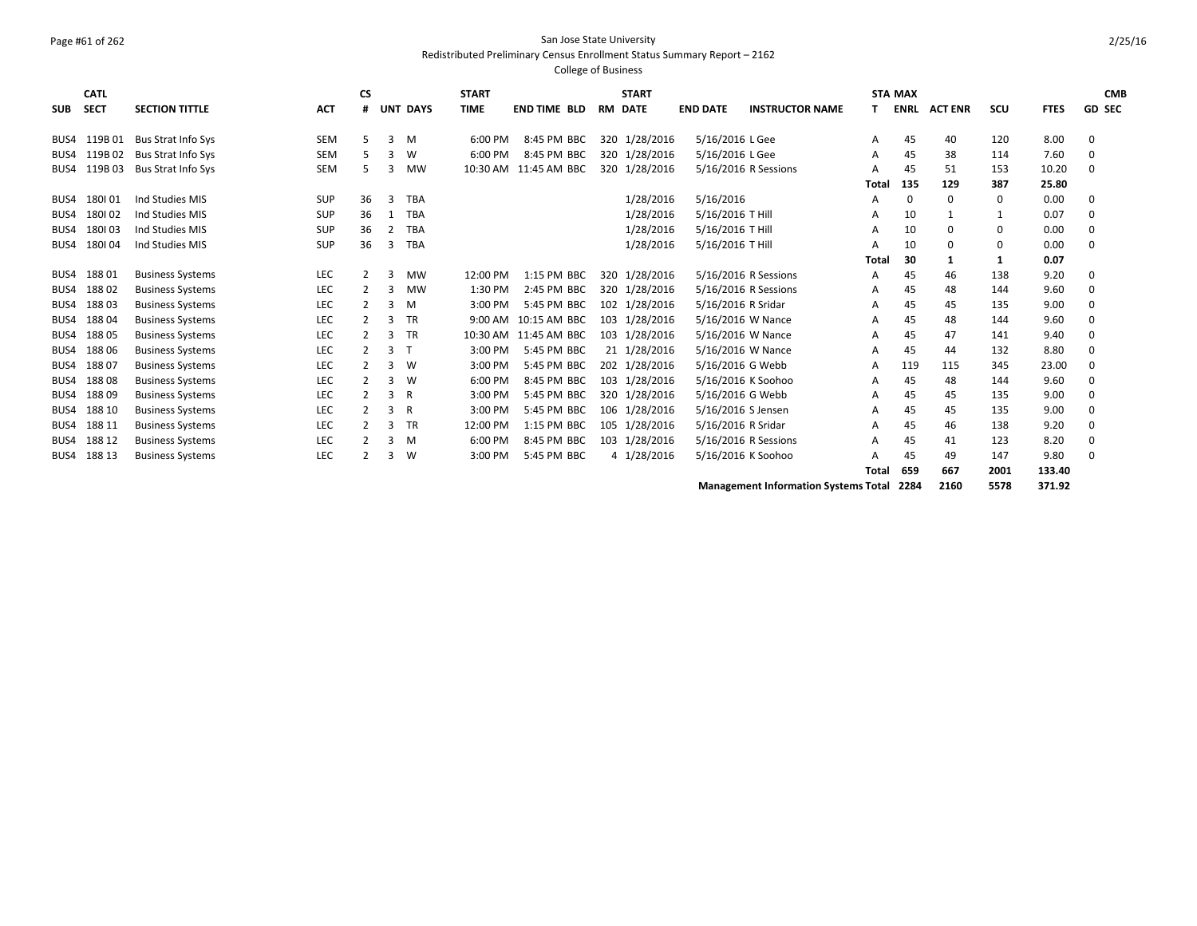San Jose State University

Redistributed Preliminary Census Enrollment Status Summary Report – 2162

College of Business

| SUB | CATL SECT | SECTION TITTLE | ACT | CS # | UNT | DAYS | START TIME | END TIME | BLD | RM | START DATE | END DATE | INSTRUCTOR NAME | STA T | MAX ENRL | ACT ENR | SCU | FTES | GD | CMB SEC |
|---|---|---|---|---|---|---|---|---|---|---|---|---|---|---|---|---|---|---|---|---|
| BUS4 | 119B 01 | Bus Strat Info Sys | SEM | 5 | 3 | M | 6:00 PM | 8:45 PM | BBC | 320 | 1/28/2016 | 5/16/2016 | L Gee | A | 45 | 40 | 120 | 8.00 | 0 | |
| BUS4 | 119B 02 | Bus Strat Info Sys | SEM | 5 | 3 | W | 6:00 PM | 8:45 PM | BBC | 320 | 1/28/2016 | 5/16/2016 | L Gee | A | 45 | 38 | 114 | 7.60 | 0 | |
| BUS4 | 119B 03 | Bus Strat Info Sys | SEM | 5 | 3 | MW | 10:30 AM | 11:45 AM | BBC | 320 | 1/28/2016 | 5/16/2016 | R Sessions | A | 45 | 51 | 153 | 10.20 | 0 | |
| | | | | | | | | | | | | | | **Total** | **135** | **129** | **387** | **25.80** | | |
| BUS4 | 180I 01 | Ind Studies MIS | SUP | 36 | 3 | TBA | | | | | 1/28/2016 | 5/16/2016 | | A | 0 | 0 | 0 | 0.00 | 0 | |
| BUS4 | 180I 02 | Ind Studies MIS | SUP | 36 | 1 | TBA | | | | | 1/28/2016 | 5/16/2016 | T Hill | A | 10 | 1 | 1 | 0.07 | 0 | |
| BUS4 | 180I 03 | Ind Studies MIS | SUP | 36 | 2 | TBA | | | | | 1/28/2016 | 5/16/2016 | T Hill | A | 10 | 0 | 0 | 0.00 | 0 | |
| BUS4 | 180I 04 | Ind Studies MIS | SUP | 36 | 3 | TBA | | | | | 1/28/2016 | 5/16/2016 | T Hill | A | 10 | 0 | 0 | 0.00 | 0 | |
| | | | | | | | | | | | | | | **Total** | **30** | **1** | **1** | **0.07** | | |
| BUS4 | 188 01 | Business Systems | LEC | 2 | 3 | MW | 12:00 PM | 1:15 PM | BBC | 320 | 1/28/2016 | 5/16/2016 | R Sessions | A | 45 | 46 | 138 | 9.20 | 0 | |
| BUS4 | 188 02 | Business Systems | LEC | 2 | 3 | MW | 1:30 PM | 2:45 PM | BBC | 320 | 1/28/2016 | 5/16/2016 | R Sessions | A | 45 | 48 | 144 | 9.60 | 0 | |
| BUS4 | 188 03 | Business Systems | LEC | 2 | 3 | M | 3:00 PM | 5:45 PM | BBC | 102 | 1/28/2016 | 5/16/2016 | R Sridar | A | 45 | 45 | 135 | 9.00 | 0 | |
| BUS4 | 188 04 | Business Systems | LEC | 2 | 3 | TR | 9:00 AM | 10:15 AM | BBC | 103 | 1/28/2016 | 5/16/2016 | W Nance | A | 45 | 48 | 144 | 9.60 | 0 | |
| BUS4 | 188 05 | Business Systems | LEC | 2 | 3 | TR | 10:30 AM | 11:45 AM | BBC | 103 | 1/28/2016 | 5/16/2016 | W Nance | A | 45 | 47 | 141 | 9.40 | 0 | |
| BUS4 | 188 06 | Business Systems | LEC | 2 | 3 | T | 3:00 PM | 5:45 PM | BBC | 21 | 1/28/2016 | 5/16/2016 | W Nance | A | 45 | 44 | 132 | 8.80 | 0 | |
| BUS4 | 188 07 | Business Systems | LEC | 2 | 3 | W | 3:00 PM | 5:45 PM | BBC | 202 | 1/28/2016 | 5/16/2016 | G Webb | A | 119 | 115 | 345 | 23.00 | 0 | |
| BUS4 | 188 08 | Business Systems | LEC | 2 | 3 | W | 6:00 PM | 8:45 PM | BBC | 103 | 1/28/2016 | 5/16/2016 | K Soohoo | A | 45 | 48 | 144 | 9.60 | 0 | |
| BUS4 | 188 09 | Business Systems | LEC | 2 | 3 | R | 3:00 PM | 5:45 PM | BBC | 320 | 1/28/2016 | 5/16/2016 | G Webb | A | 45 | 45 | 135 | 9.00 | 0 | |
| BUS4 | 188 10 | Business Systems | LEC | 2 | 3 | R | 3:00 PM | 5:45 PM | BBC | 106 | 1/28/2016 | 5/16/2016 | S Jensen | A | 45 | 45 | 135 | 9.00 | 0 | |
| BUS4 | 188 11 | Business Systems | LEC | 2 | 3 | TR | 12:00 PM | 1:15 PM | BBC | 105 | 1/28/2016 | 5/16/2016 | R Sridar | A | 45 | 46 | 138 | 9.20 | 0 | |
| BUS4 | 188 12 | Business Systems | LEC | 2 | 3 | M | 6:00 PM | 8:45 PM | BBC | 103 | 1/28/2016 | 5/16/2016 | R Sessions | A | 45 | 41 | 123 | 8.20 | 0 | |
| BUS4 | 188 13 | Business Systems | LEC | 2 | 3 | W | 3:00 PM | 5:45 PM | BBC | 4 | 1/28/2016 | 5/16/2016 | K Soohoo | A | 45 | 49 | 147 | 9.80 | 0 | |
| | | | | | | | | | | | | | | **Total** | **659** | **667** | **2001** | **133.40** | | |
| | | | | | | | | | | | | | **Management Information Systems Total** | | **2284** | **2160** | **5578** | **371.92** | | |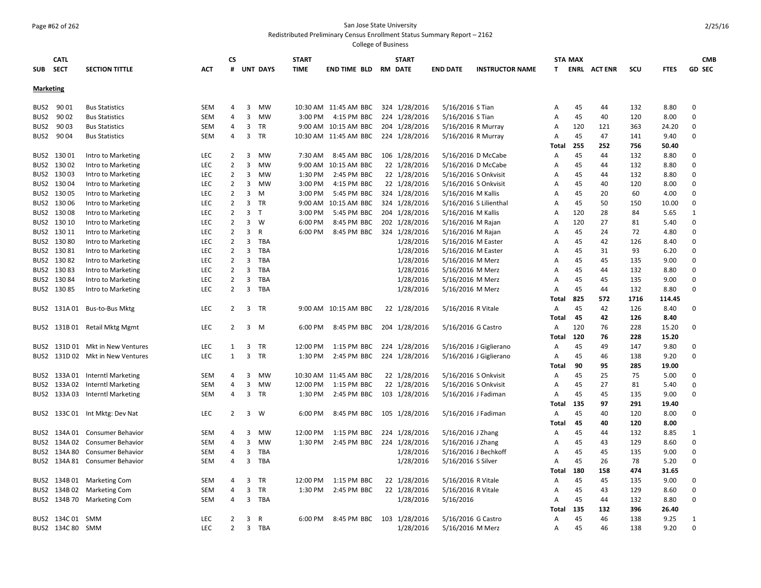San Jose State University

Redistributed Preliminary Census Enrollment Status Summary Report – 2162

College of Business

| SUB | CATL SECT | SECTION TITTLE | ACT | CS # | UNT | DAYS | START TIME | END TIME | BLD | RM | START DATE | END DATE | INSTRUCTOR NAME | STA T | MAX ENRL | ACT ENR | SCU | FTES | GD | CMB SEC |
|---|---|---|---|---|---|---|---|---|---|---|---|---|---|---|---|---|---|---|---|---|
| **Marketing** | | | | | | | | | | | | | | | | | | | | |
| BUS2 | 90 01 | Bus Statistics | SEM | 4 | 3 | MW | 10:30 AM | 11:45 AM | BBC | 324 | 1/28/2016 | 5/16/2016 | S Tian | A | 45 | 44 | 132 | 8.80 | 0 | |
| BUS2 | 90 02 | Bus Statistics | SEM | 4 | 3 | MW | 3:00 PM | 4:15 PM | BBC | 224 | 1/28/2016 | 5/16/2016 | S Tian | A | 45 | 40 | 120 | 8.00 | 0 | |
| BUS2 | 90 03 | Bus Statistics | SEM | 4 | 3 | TR | 9:00 AM | 10:15 AM | BBC | 204 | 1/28/2016 | 5/16/2016 | R Murray | A | 120 | 121 | 363 | 24.20 | 0 | |
| BUS2 | 90 04 | Bus Statistics | SEM | 4 | 3 | TR | 10:30 AM | 11:45 AM | BBC | 224 | 1/28/2016 | 5/16/2016 | R Murray | A | 45 | 47 | 141 | 9.40 | 0 | |
| | | | | | | | | | | | | | | **Total** | **255** | **252** | **756** | **50.40** | | |
| BUS2 | 130 01 | Intro to Marketing | LEC | 2 | 3 | MW | 7:30 AM | 8:45 AM | BBC | 106 | 1/28/2016 | 5/16/2016 | D McCabe | A | 45 | 44 | 132 | 8.80 | 0 | |
| BUS2 | 130 02 | Intro to Marketing | LEC | 2 | 3 | MW | 9:00 AM | 10:15 AM | BBC | 22 | 1/28/2016 | 5/16/2016 | D McCabe | A | 45 | 44 | 132 | 8.80 | 0 | |
| BUS2 | 130 03 | Intro to Marketing | LEC | 2 | 3 | MW | 1:30 PM | 2:45 PM | BBC | 22 | 1/28/2016 | 5/16/2016 | S Onkvisit | A | 45 | 44 | 132 | 8.80 | 0 | |
| BUS2 | 130 04 | Intro to Marketing | LEC | 2 | 3 | MW | 3:00 PM | 4:15 PM | BBC | 22 | 1/28/2016 | 5/16/2016 | S Onkvisit | A | 45 | 40 | 120 | 8.00 | 0 | |
| BUS2 | 130 05 | Intro to Marketing | LEC | 2 | 3 | M | 3:00 PM | 5:45 PM | BBC | 324 | 1/28/2016 | 5/16/2016 | M Kallis | A | 45 | 20 | 60 | 4.00 | 0 | |
| BUS2 | 130 06 | Intro to Marketing | LEC | 2 | 3 | TR | 9:00 AM | 10:15 AM | BBC | 324 | 1/28/2016 | 5/16/2016 | S Lilienthal | A | 45 | 50 | 150 | 10.00 | 0 | |
| BUS2 | 130 08 | Intro to Marketing | LEC | 2 | 3 | T | 3:00 PM | 5:45 PM | BBC | 204 | 1/28/2016 | 5/16/2016 | M Kallis | A | 120 | 28 | 84 | 5.65 | 1 | |
| BUS2 | 130 10 | Intro to Marketing | LEC | 2 | 3 | W | 6:00 PM | 8:45 PM | BBC | 202 | 1/28/2016 | 5/16/2016 | M Rajan | A | 120 | 27 | 81 | 5.40 | 0 | |
| BUS2 | 130 11 | Intro to Marketing | LEC | 2 | 3 | R | 6:00 PM | 8:45 PM | BBC | 324 | 1/28/2016 | 5/16/2016 | M Rajan | A | 45 | 24 | 72 | 4.80 | 0 | |
| BUS2 | 130 80 | Intro to Marketing | LEC | 2 | 3 | TBA | | | | | 1/28/2016 | 5/16/2016 | M Easter | A | 45 | 42 | 126 | 8.40 | 0 | |
| BUS2 | 130 81 | Intro to Marketing | LEC | 2 | 3 | TBA | | | | | 1/28/2016 | 5/16/2016 | M Easter | A | 45 | 31 | 93 | 6.20 | 0 | |
| BUS2 | 130 82 | Intro to Marketing | LEC | 2 | 3 | TBA | | | | | 1/28/2016 | 5/16/2016 | M Merz | A | 45 | 45 | 135 | 9.00 | 0 | |
| BUS2 | 130 83 | Intro to Marketing | LEC | 2 | 3 | TBA | | | | | 1/28/2016 | 5/16/2016 | M Merz | A | 45 | 44 | 132 | 8.80 | 0 | |
| BUS2 | 130 84 | Intro to Marketing | LEC | 2 | 3 | TBA | | | | | 1/28/2016 | 5/16/2016 | M Merz | A | 45 | 45 | 135 | 9.00 | 0 | |
| BUS2 | 130 85 | Intro to Marketing | LEC | 2 | 3 | TBA | | | | | 1/28/2016 | 5/16/2016 | M Merz | A | 45 | 44 | 132 | 8.80 | 0 | |
| | | | | | | | | | | | | | | **Total** | **825** | **572** | **1716** | **114.45** | | |
| BUS2 | 131A 01 | Bus-to-Bus Mktg | LEC | 2 | 3 | TR | 9:00 AM | 10:15 AM | BBC | 22 | 1/28/2016 | 5/16/2016 | R Vitale | A | 45 | 42 | 126 | 8.40 | 0 | |
| | | | | | | | | | | | | | | **Total** | **45** | **42** | **126** | **8.40** | | |
| BUS2 | 131B 01 | Retail Mktg Mgmt | LEC | 2 | 3 | M | 6:00 PM | 8:45 PM | BBC | 204 | 1/28/2016 | 5/16/2016 | G Castro | A | 120 | 76 | 228 | 15.20 | 0 | |
| | | | | | | | | | | | | | | **Total** | **120** | **76** | **228** | **15.20** | | |
| BUS2 | 131D 01 | Mkt in New Ventures | LEC | 1 | 3 | TR | 12:00 PM | 1:15 PM | BBC | 224 | 1/28/2016 | 5/16/2016 | J Giglierano | A | 45 | 49 | 147 | 9.80 | 0 | |
| BUS2 | 131D 02 | Mkt in New Ventures | LEC | 1 | 3 | TR | 1:30 PM | 2:45 PM | BBC | 224 | 1/28/2016 | 5/16/2016 | J Giglierano | A | 45 | 46 | 138 | 9.20 | 0 | |
| | | | | | | | | | | | | | | **Total** | **90** | **95** | **285** | **19.00** | | |
| BUS2 | 133A 01 | Interntl Marketing | SEM | 4 | 3 | MW | 10:30 AM | 11:45 AM | BBC | 22 | 1/28/2016 | 5/16/2016 | S Onkvisit | A | 45 | 25 | 75 | 5.00 | 0 | |
| BUS2 | 133A 02 | Interntl Marketing | SEM | 4 | 3 | MW | 12:00 PM | 1:15 PM | BBC | 22 | 1/28/2016 | 5/16/2016 | S Onkvisit | A | 45 | 27 | 81 | 5.40 | 0 | |
| BUS2 | 133A 03 | Interntl Marketing | SEM | 4 | 3 | TR | 1:30 PM | 2:45 PM | BBC | 103 | 1/28/2016 | 5/16/2016 | J Fadiman | A | 45 | 45 | 135 | 9.00 | 0 | |
| | | | | | | | | | | | | | | **Total** | **135** | **97** | **291** | **19.40** | | |
| BUS2 | 133C 01 | Int Mktg: Dev Nat | LEC | 2 | 3 | W | 6:00 PM | 8:45 PM | BBC | 105 | 1/28/2016 | 5/16/2016 | J Fadiman | A | 45 | 40 | 120 | 8.00 | 0 | |
| | | | | | | | | | | | | | | **Total** | **45** | **40** | **120** | **8.00** | | |
| BUS2 | 134A 01 | Consumer Behavior | SEM | 4 | 3 | MW | 12:00 PM | 1:15 PM | BBC | 224 | 1/28/2016 | 5/16/2016 | J Zhang | A | 45 | 44 | 132 | 8.85 | 1 | |
| BUS2 | 134A 02 | Consumer Behavior | SEM | 4 | 3 | MW | 1:30 PM | 2:45 PM | BBC | 224 | 1/28/2016 | 5/16/2016 | J Zhang | A | 45 | 43 | 129 | 8.60 | 0 | |
| BUS2 | 134A 80 | Consumer Behavior | SEM | 4 | 3 | TBA | | | | | 1/28/2016 | 5/16/2016 | J Bechkoff | A | 45 | 45 | 135 | 9.00 | 0 | |
| BUS2 | 134A 81 | Consumer Behavior | SEM | 4 | 3 | TBA | | | | | 1/28/2016 | 5/16/2016 | S Silver | A | 45 | 26 | 78 | 5.20 | 0 | |
| | | | | | | | | | | | | | | **Total** | **180** | **158** | **474** | **31.65** | | |
| BUS2 | 134B 01 | Marketing Com | SEM | 4 | 3 | TR | 12:00 PM | 1:15 PM | BBC | 22 | 1/28/2016 | 5/16/2016 | R Vitale | A | 45 | 45 | 135 | 9.00 | 0 | |
| BUS2 | 134B 02 | Marketing Com | SEM | 4 | 3 | TR | 1:30 PM | 2:45 PM | BBC | 22 | 1/28/2016 | 5/16/2016 | R Vitale | A | 45 | 43 | 129 | 8.60 | 0 | |
| BUS2 | 134B 70 | Marketing Com | SEM | 4 | 3 | TBA | | | | | 1/28/2016 | 5/16/2016 | | A | 45 | 44 | 132 | 8.80 | 0 | |
| | | | | | | | | | | | | | | **Total** | **135** | **132** | **396** | **26.40** | | |
| BUS2 | 134C 01 | SMM | LEC | 2 | 3 | R | 6:00 PM | 8:45 PM | BBC | 103 | 1/28/2016 | 5/16/2016 | G Castro | A | 45 | 46 | 138 | 9.25 | 1 | |
| BUS2 | 134C 80 | SMM | LEC | 2 | 3 | TBA | | | | | 1/28/2016 | 5/16/2016 | M Merz | A | 45 | 46 | 138 | 9.20 | 0 | |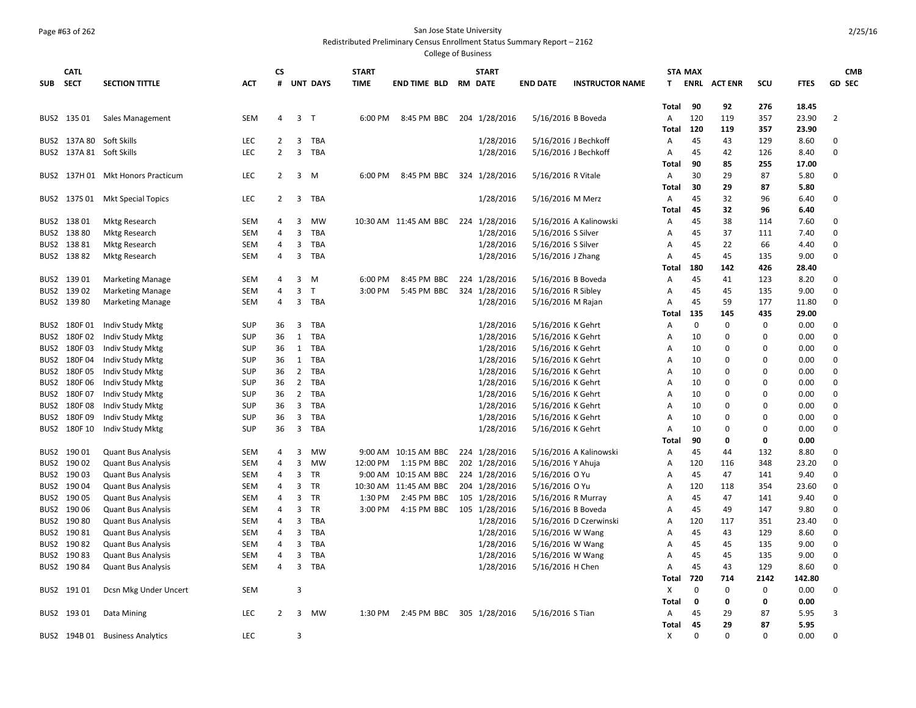San Jose State University

Redistributed Preliminary Census Enrollment Status Summary Report – 2162

College of Business

| SUB | CATL SECT | SECTION TITTLE | ACT | CS # | UNT | DAYS | START TIME | END TIME | BLD | RM | START DATE | END DATE | INSTRUCTOR NAME | STA T | MAX ENRL | ACT ENR | SCU | FTES | GD | CMB SEC |
|---|---|---|---|---|---|---|---|---|---|---|---|---|---|---|---|---|---|---|---|---|
| | | | | | | | | | | | | | | Total | 90 | 92 | 276 | 18.45 | | |
| BUS2 | 135 01 | Sales Management | SEM | 4 | 3 | T | 6:00 PM | 8:45 PM | BBC | 204 | 1/28/2016 | 5/16/2016 | B Boveda | A | 120 | 119 | 357 | 23.90 | 2 | |
| | | | | | | | | | | | | | | Total | 120 | 119 | 357 | 23.90 | | |
| BUS2 | 137A 80 | Soft Skills | LEC | 2 | 3 | TBA | | | | | 1/28/2016 | 5/16/2016 | J Bechkoff | A | 45 | 43 | 129 | 8.60 | 0 | |
| BUS2 | 137A 81 | Soft Skills | LEC | 2 | 3 | TBA | | | | | 1/28/2016 | 5/16/2016 | J Bechkoff | A | 45 | 42 | 126 | 8.40 | 0 | |
| | | | | | | | | | | | | | | Total | 90 | 85 | 255 | 17.00 | | |
| BUS2 | 137H 01 | Mkt Honors Practicum | LEC | 2 | 3 | M | 6:00 PM | 8:45 PM | BBC | 324 | 1/28/2016 | 5/16/2016 | R Vitale | A | 30 | 29 | 87 | 5.80 | 0 | |
| | | | | | | | | | | | | | | Total | 30 | 29 | 87 | 5.80 | | |
| BUS2 | 137S 01 | Mkt Special Topics | LEC | 2 | 3 | TBA | | | | | 1/28/2016 | 5/16/2016 | M Merz | A | 45 | 32 | 96 | 6.40 | 0 | |
| | | | | | | | | | | | | | | Total | 45 | 32 | 96 | 6.40 | | |
| BUS2 | 138 01 | Mktg Research | SEM | 4 | 3 | MW | 10:30 AM | 11:45 AM | BBC | 224 | 1/28/2016 | 5/16/2016 | A Kalinowski | A | 45 | 38 | 114 | 7.60 | 0 | |
| BUS2 | 138 80 | Mktg Research | SEM | 4 | 3 | TBA | | | | | 1/28/2016 | 5/16/2016 | S Silver | A | 45 | 37 | 111 | 7.40 | 0 | |
| BUS2 | 138 81 | Mktg Research | SEM | 4 | 3 | TBA | | | | | 1/28/2016 | 5/16/2016 | S Silver | A | 45 | 22 | 66 | 4.40 | 0 | |
| BUS2 | 138 82 | Mktg Research | SEM | 4 | 3 | TBA | | | | | 1/28/2016 | 5/16/2016 | J Zhang | A | 45 | 45 | 135 | 9.00 | 0 | |
| | | | | | | | | | | | | | | Total | 180 | 142 | 426 | 28.40 | | |
| BUS2 | 139 01 | Marketing Manage | SEM | 4 | 3 | M | 6:00 PM | 8:45 PM | BBC | 224 | 1/28/2016 | 5/16/2016 | B Boveda | A | 45 | 41 | 123 | 8.20 | 0 | |
| BUS2 | 139 02 | Marketing Manage | SEM | 4 | 3 | T | 3:00 PM | 5:45 PM | BBC | 324 | 1/28/2016 | 5/16/2016 | R Sibley | A | 45 | 45 | 135 | 9.00 | 0 | |
| BUS2 | 139 80 | Marketing Manage | SEM | 4 | 3 | TBA | | | | | 1/28/2016 | 5/16/2016 | M Rajan | A | 45 | 59 | 177 | 11.80 | 0 | |
| | | | | | | | | | | | | | | Total | 135 | 145 | 435 | 29.00 | | |
| BUS2 | 180F 01 | Indiv Study Mktg | SUP | 36 | 3 | TBA | | | | | 1/28/2016 | 5/16/2016 | K Gehrt | A | 0 | 0 | 0 | 0.00 | 0 | |
| BUS2 | 180F 02 | Indiv Study Mktg | SUP | 36 | 1 | TBA | | | | | 1/28/2016 | 5/16/2016 | K Gehrt | A | 10 | 0 | 0 | 0.00 | 0 | |
| BUS2 | 180F 03 | Indiv Study Mktg | SUP | 36 | 1 | TBA | | | | | 1/28/2016 | 5/16/2016 | K Gehrt | A | 10 | 0 | 0 | 0.00 | 0 | |
| BUS2 | 180F 04 | Indiv Study Mktg | SUP | 36 | 1 | TBA | | | | | 1/28/2016 | 5/16/2016 | K Gehrt | A | 10 | 0 | 0 | 0.00 | 0 | |
| BUS2 | 180F 05 | Indiv Study Mktg | SUP | 36 | 2 | TBA | | | | | 1/28/2016 | 5/16/2016 | K Gehrt | A | 10 | 0 | 0 | 0.00 | 0 | |
| BUS2 | 180F 06 | Indiv Study Mktg | SUP | 36 | 2 | TBA | | | | | 1/28/2016 | 5/16/2016 | K Gehrt | A | 10 | 0 | 0 | 0.00 | 0 | |
| BUS2 | 180F 07 | Indiv Study Mktg | SUP | 36 | 2 | TBA | | | | | 1/28/2016 | 5/16/2016 | K Gehrt | A | 10 | 0 | 0 | 0.00 | 0 | |
| BUS2 | 180F 08 | Indiv Study Mktg | SUP | 36 | 3 | TBA | | | | | 1/28/2016 | 5/16/2016 | K Gehrt | A | 10 | 0 | 0 | 0.00 | 0 | |
| BUS2 | 180F 09 | Indiv Study Mktg | SUP | 36 | 3 | TBA | | | | | 1/28/2016 | 5/16/2016 | K Gehrt | A | 10 | 0 | 0 | 0.00 | 0 | |
| BUS2 | 180F 10 | Indiv Study Mktg | SUP | 36 | 3 | TBA | | | | | 1/28/2016 | 5/16/2016 | K Gehrt | A | 10 | 0 | 0 | 0.00 | 0 | |
| | | | | | | | | | | | | | | Total | 90 | 0 | 0 | 0.00 | | |
| BUS2 | 190 01 | Quant Bus Analysis | SEM | 4 | 3 | MW | 9:00 AM | 10:15 AM | BBC | 224 | 1/28/2016 | 5/16/2016 | A Kalinowski | A | 45 | 44 | 132 | 8.80 | 0 | |
| BUS2 | 190 02 | Quant Bus Analysis | SEM | 4 | 3 | MW | 12:00 PM | 1:15 PM | BBC | 202 | 1/28/2016 | 5/16/2016 | Y Ahuja | A | 120 | 116 | 348 | 23.20 | 0 | |
| BUS2 | 190 03 | Quant Bus Analysis | SEM | 4 | 3 | TR | 9:00 AM | 10:15 AM | BBC | 224 | 1/28/2016 | 5/16/2016 | O Yu | A | 45 | 47 | 141 | 9.40 | 0 | |
| BUS2 | 190 04 | Quant Bus Analysis | SEM | 4 | 3 | TR | 10:30 AM | 11:45 AM | BBC | 204 | 1/28/2016 | 5/16/2016 | O Yu | A | 120 | 118 | 354 | 23.60 | 0 | |
| BUS2 | 190 05 | Quant Bus Analysis | SEM | 4 | 3 | TR | 1:30 PM | 2:45 PM | BBC | 105 | 1/28/2016 | 5/16/2016 | R Murray | A | 45 | 47 | 141 | 9.40 | 0 | |
| BUS2 | 190 06 | Quant Bus Analysis | SEM | 4 | 3 | TR | 3:00 PM | 4:15 PM | BBC | 105 | 1/28/2016 | 5/16/2016 | B Boveda | A | 45 | 49 | 147 | 9.80 | 0 | |
| BUS2 | 190 80 | Quant Bus Analysis | SEM | 4 | 3 | TBA | | | | | 1/28/2016 | 5/16/2016 | D Czerwinski | A | 120 | 117 | 351 | 23.40 | 0 | |
| BUS2 | 190 81 | Quant Bus Analysis | SEM | 4 | 3 | TBA | | | | | 1/28/2016 | 5/16/2016 | W Wang | A | 45 | 43 | 129 | 8.60 | 0 | |
| BUS2 | 190 82 | Quant Bus Analysis | SEM | 4 | 3 | TBA | | | | | 1/28/2016 | 5/16/2016 | W Wang | A | 45 | 45 | 135 | 9.00 | 0 | |
| BUS2 | 190 83 | Quant Bus Analysis | SEM | 4 | 3 | TBA | | | | | 1/28/2016 | 5/16/2016 | W Wang | A | 45 | 45 | 135 | 9.00 | 0 | |
| BUS2 | 190 84 | Quant Bus Analysis | SEM | 4 | 3 | TBA | | | | | 1/28/2016 | 5/16/2016 | H Chen | A | 45 | 43 | 129 | 8.60 | 0 | |
| | | | | | | | | | | | | | | Total | 720 | 714 | 2142 | 142.80 | | |
| BUS2 | 191 01 | Dcsn Mkg Under Uncert | SEM | | 3 | | | | | | | | | X | 0 | 0 | 0 | 0.00 | 0 | |
| | | | | | | | | | | | | | | Total | 0 | 0 | 0 | 0.00 | | |
| BUS2 | 193 01 | Data Mining | LEC | 2 | 3 | MW | 1:30 PM | 2:45 PM | BBC | 305 | 1/28/2016 | 5/16/2016 | S Tian | A | 45 | 29 | 87 | 5.95 | 3 | |
| | | | | | | | | | | | | | | Total | 45 | 29 | 87 | 5.95 | | |
| BUS2 | 194B 01 | Business Analytics | LEC | | 3 | | | | | | | | | X | 0 | 0 | 0 | 0.00 | 0 | |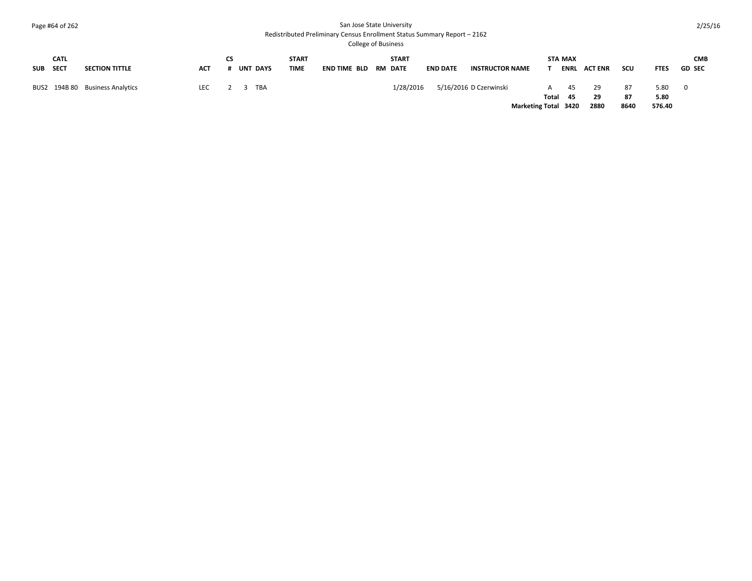San Jose State University
Redistributed Preliminary Census Enrollment Status Summary Report – 2162
College of Business

| SUB | CATL SECT | SECTION TITTLE | ACT | CS # | UNT | DAYS | START TIME | END TIME | BLD | RM | START DATE | END DATE | INSTRUCTOR NAME | STAT | MAX ENRL | ACT ENR | SCU | FTES | GD | CMB SEC |
|---|---|---|---|---|---|---|---|---|---|---|---|---|---|---|---|---|---|---|---|---|
| BUS2 | 194B 80 | Business Analytics | LEC | 2 | 3 | TBA | | | | | 1/28/2016 | 5/16/2016 | D Czerwinski | A | 45 | 29 | 87 | 5.80 | 0 | |
| | | | | | | | | | | | | | | **Total** | **45** | **29** | **87** | **5.80** | | |
| | | | | | | | | | | | | | **Marketing Total** | | **3420** | **2880** | **8640** | **576.40** | | |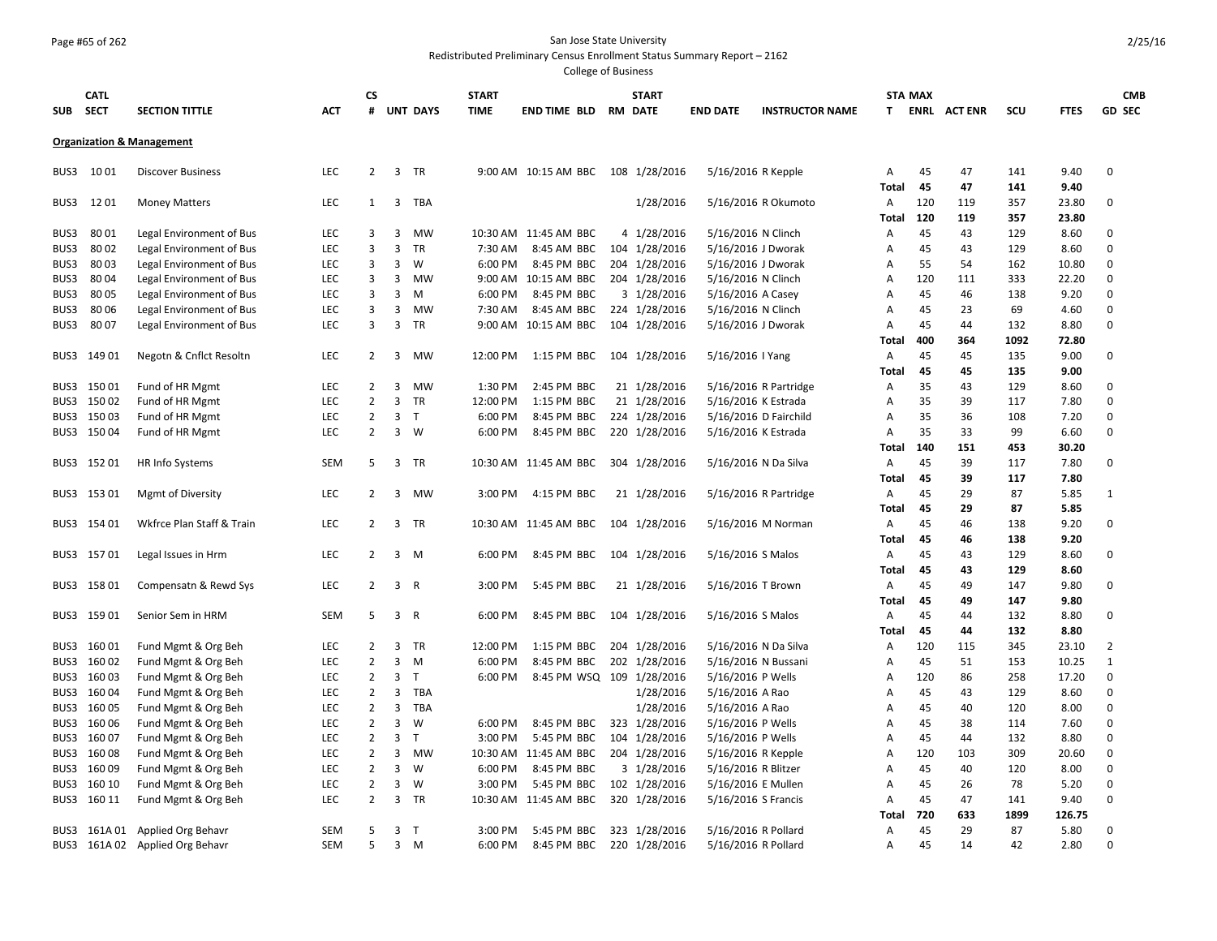San Jose State University
Redistributed Preliminary Census Enrollment Status Summary Report – 2162
College of Business

| SUB | CATL SECT | SECTION TITTLE | ACT | CS # | UNT | DAYS | START TIME | END TIME | BLD | RM | START DATE | END DATE | INSTRUCTOR NAME | STA T | MAX ENRL | ACT ENR | SCU | FTES | GD | CMB SEC |
|---|---|---|---|---|---|---|---|---|---|---|---|---|---|---|---|---|---|---|---|---|
| **Organization & Management** | | | | | | | | | | | | | | | | | | | | |
| BUS3 | 10 01 | Discover Business | LEC | 2 | 3 | TR | 9:00 AM | 10:15 AM | BBC | 108 | 1/28/2016 | 5/16/2016 | R Kepple | A | 45 | 47 | 141 | 9.40 | 0 | |
| | | | | | | | | | | | | | | **Total** | **45** | **47** | **141** | **9.40** | | |
| BUS3 | 12 01 | Money Matters | LEC | 1 | 3 | TBA | | | | | 1/28/2016 | 5/16/2016 | R Okumoto | A | 120 | 119 | 357 | 23.80 | 0 | |
| | | | | | | | | | | | | | | **Total** | **120** | **119** | **357** | **23.80** | | |
| BUS3 | 80 01 | Legal Environment of Bus | LEC | 3 | 3 | MW | 10:30 AM | 11:45 AM | BBC | 4 | 1/28/2016 | 5/16/2016 | N Clinch | A | 45 | 43 | 129 | 8.60 | 0 | |
| BUS3 | 80 02 | Legal Environment of Bus | LEC | 3 | 3 | TR | 7:30 AM | 8:45 AM | BBC | 104 | 1/28/2016 | 5/16/2016 | J Dworak | A | 45 | 43 | 129 | 8.60 | 0 | |
| BUS3 | 80 03 | Legal Environment of Bus | LEC | 3 | 3 | W | 6:00 PM | 8:45 PM | BBC | 204 | 1/28/2016 | 5/16/2016 | J Dworak | A | 55 | 54 | 162 | 10.80 | 0 | |
| BUS3 | 80 04 | Legal Environment of Bus | LEC | 3 | 3 | MW | 9:00 AM | 10:15 AM | BBC | 204 | 1/28/2016 | 5/16/2016 | N Clinch | A | 120 | 111 | 333 | 22.20 | 0 | |
| BUS3 | 80 05 | Legal Environment of Bus | LEC | 3 | 3 | M | 6:00 PM | 8:45 PM | BBC | 3 | 1/28/2016 | 5/16/2016 | A Casey | A | 45 | 46 | 138 | 9.20 | 0 | |
| BUS3 | 80 06 | Legal Environment of Bus | LEC | 3 | 3 | MW | 7:30 AM | 8:45 AM | BBC | 224 | 1/28/2016 | 5/16/2016 | N Clinch | A | 45 | 23 | 69 | 4.60 | 0 | |
| BUS3 | 80 07 | Legal Environment of Bus | LEC | 3 | 3 | TR | 9:00 AM | 10:15 AM | BBC | 104 | 1/28/2016 | 5/16/2016 | J Dworak | A | 45 | 44 | 132 | 8.80 | 0 | |
| | | | | | | | | | | | | | | **Total** | **400** | **364** | **1092** | **72.80** | | |
| BUS3 | 149 01 | Negotn & Cnflct Resoltn | LEC | 2 | 3 | MW | 12:00 PM | 1:15 PM | BBC | 104 | 1/28/2016 | 5/16/2016 | I Yang | A | 45 | 45 | 135 | 9.00 | 0 | |
| | | | | | | | | | | | | | | **Total** | **45** | **45** | **135** | **9.00** | | |
| BUS3 | 150 01 | Fund of HR Mgmt | LEC | 2 | 3 | MW | 1:30 PM | 2:45 PM | BBC | 21 | 1/28/2016 | 5/16/2016 | R Partridge | A | 35 | 43 | 129 | 8.60 | 0 | |
| BUS3 | 150 02 | Fund of HR Mgmt | LEC | 2 | 3 | TR | 12:00 PM | 1:15 PM | BBC | 21 | 1/28/2016 | 5/16/2016 | K Estrada | A | 35 | 39 | 117 | 7.80 | 0 | |
| BUS3 | 150 03 | Fund of HR Mgmt | LEC | 2 | 3 | T | 6:00 PM | 8:45 PM | BBC | 224 | 1/28/2016 | 5/16/2016 | D Fairchild | A | 35 | 36 | 108 | 7.20 | 0 | |
| BUS3 | 150 04 | Fund of HR Mgmt | LEC | 2 | 3 | W | 6:00 PM | 8:45 PM | BBC | 220 | 1/28/2016 | 5/16/2016 | K Estrada | A | 35 | 33 | 99 | 6.60 | 0 | |
| | | | | | | | | | | | | | | **Total** | **140** | **151** | **453** | **30.20** | | |
| BUS3 | 152 01 | HR Info Systems | SEM | 5 | 3 | TR | 10:30 AM | 11:45 AM | BBC | 304 | 1/28/2016 | 5/16/2016 | N Da Silva | A | 45 | 39 | 117 | 7.80 | 0 | |
| | | | | | | | | | | | | | | **Total** | **45** | **39** | **117** | **7.80** | | |
| BUS3 | 153 01 | Mgmt of Diversity | LEC | 2 | 3 | MW | 3:00 PM | 4:15 PM | BBC | 21 | 1/28/2016 | 5/16/2016 | R Partridge | A | 45 | 29 | 87 | 5.85 | 1 | |
| | | | | | | | | | | | | | | **Total** | **45** | **29** | **87** | **5.85** | | |
| BUS3 | 154 01 | Wkfrce Plan Staff & Train | LEC | 2 | 3 | TR | 10:30 AM | 11:45 AM | BBC | 104 | 1/28/2016 | 5/16/2016 | M Norman | A | 45 | 46 | 138 | 9.20 | 0 | |
| | | | | | | | | | | | | | | **Total** | **45** | **46** | **138** | **9.20** | | |
| BUS3 | 157 01 | Legal Issues in Hrm | LEC | 2 | 3 | M | 6:00 PM | 8:45 PM | BBC | 104 | 1/28/2016 | 5/16/2016 | S Malos | A | 45 | 43 | 129 | 8.60 | 0 | |
| | | | | | | | | | | | | | | **Total** | **45** | **43** | **129** | **8.60** | | |
| BUS3 | 158 01 | Compensatn & Rewd Sys | LEC | 2 | 3 | R | 3:00 PM | 5:45 PM | BBC | 21 | 1/28/2016 | 5/16/2016 | T Brown | A | 45 | 49 | 147 | 9.80 | 0 | |
| | | | | | | | | | | | | | | **Total** | **45** | **49** | **147** | **9.80** | | |
| BUS3 | 159 01 | Senior Sem in HRM | SEM | 5 | 3 | R | 6:00 PM | 8:45 PM | BBC | 104 | 1/28/2016 | 5/16/2016 | S Malos | A | 45 | 44 | 132 | 8.80 | 0 | |
| | | | | | | | | | | | | | | **Total** | **45** | **44** | **132** | **8.80** | | |
| BUS3 | 160 01 | Fund Mgmt & Org Beh | LEC | 2 | 3 | TR | 12:00 PM | 1:15 PM | BBC | 204 | 1/28/2016 | 5/16/2016 | N Da Silva | A | 120 | 115 | 345 | 23.10 | 2 | |
| BUS3 | 160 02 | Fund Mgmt & Org Beh | LEC | 2 | 3 | M | 6:00 PM | 8:45 PM | BBC | 202 | 1/28/2016 | 5/16/2016 | N Bussani | A | 45 | 51 | 153 | 10.25 | 1 | |
| BUS3 | 160 03 | Fund Mgmt & Org Beh | LEC | 2 | 3 | T | 6:00 PM | 8:45 PM | WSQ | 109 | 1/28/2016 | 5/16/2016 | P Wells | A | 120 | 86 | 258 | 17.20 | 0 | |
| BUS3 | 160 04 | Fund Mgmt & Org Beh | LEC | 2 | 3 | TBA | | | | | 1/28/2016 | 5/16/2016 | A Rao | A | 45 | 43 | 129 | 8.60 | 0 | |
| BUS3 | 160 05 | Fund Mgmt & Org Beh | LEC | 2 | 3 | TBA | | | | | 1/28/2016 | 5/16/2016 | A Rao | A | 45 | 40 | 120 | 8.00 | 0 | |
| BUS3 | 160 06 | Fund Mgmt & Org Beh | LEC | 2 | 3 | W | 6:00 PM | 8:45 PM | BBC | 323 | 1/28/2016 | 5/16/2016 | P Wells | A | 45 | 38 | 114 | 7.60 | 0 | |
| BUS3 | 160 07 | Fund Mgmt & Org Beh | LEC | 2 | 3 | T | 3:00 PM | 5:45 PM | BBC | 104 | 1/28/2016 | 5/16/2016 | P Wells | A | 45 | 44 | 132 | 8.80 | 0 | |
| BUS3 | 160 08 | Fund Mgmt & Org Beh | LEC | 2 | 3 | MW | 10:30 AM | 11:45 AM | BBC | 204 | 1/28/2016 | 5/16/2016 | R Kepple | A | 120 | 103 | 309 | 20.60 | 0 | |
| BUS3 | 160 09 | Fund Mgmt & Org Beh | LEC | 2 | 3 | W | 6:00 PM | 8:45 PM | BBC | 3 | 1/28/2016 | 5/16/2016 | R Blitzer | A | 45 | 40 | 120 | 8.00 | 0 | |
| BUS3 | 160 10 | Fund Mgmt & Org Beh | LEC | 2 | 3 | W | 3:00 PM | 5:45 PM | BBC | 102 | 1/28/2016 | 5/16/2016 | E Mullen | A | 45 | 26 | 78 | 5.20 | 0 | |
| BUS3 | 160 11 | Fund Mgmt & Org Beh | LEC | 2 | 3 | TR | 10:30 AM | 11:45 AM | BBC | 320 | 1/28/2016 | 5/16/2016 | S Francis | A | 45 | 47 | 141 | 9.40 | 0 | |
| | | | | | | | | | | | | | | **Total** | **720** | **633** | **1899** | **126.75** | | |
| BUS3 | 161A 01 | Applied Org Behavr | SEM | 5 | 3 | T | 3:00 PM | 5:45 PM | BBC | 323 | 1/28/2016 | 5/16/2016 | R Pollard | A | 45 | 29 | 87 | 5.80 | 0 | |
| BUS3 | 161A 02 | Applied Org Behavr | SEM | 5 | 3 | M | 6:00 PM | 8:45 PM | BBC | 220 | 1/28/2016 | 5/16/2016 | R Pollard | A | 45 | 14 | 42 | 2.80 | 0 | |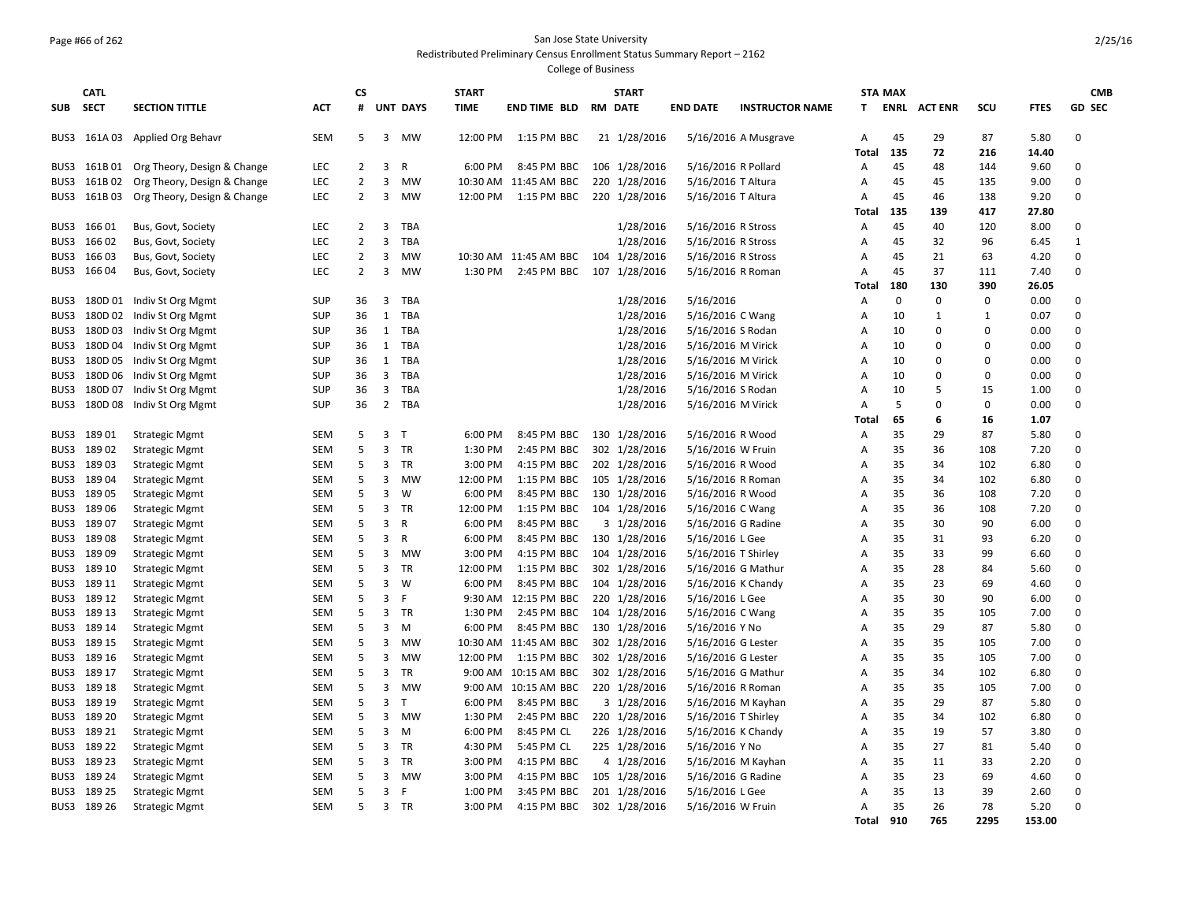San Jose State University

Redistributed Preliminary Census Enrollment Status Summary Report – 2162

College of Business

| SUB | CATL SECT | SECTION TITTLE | ACT | CS # | UNT | DAYS | START TIME | END TIME | BLD | RM | START DATE | END DATE | INSTRUCTOR NAME | STA T | MAX ENRL | ACT ENR | SCU | FTES | GD | CMB SEC |
|---|---|---|---|---|---|---|---|---|---|---|---|---|---|---|---|---|---|---|---|---|
| BUS3 | 161A 03 | Applied Org Behavr | SEM | 5 | 3 | MW | 12:00 PM | 1:15 PM | BBC | 21 | 1/28/2016 | 5/16/2016 | A Musgrave | A | 45 | 29 | 87 | 5.80 | 0 | |
| | | | | | | | | | | | | | | Total | 135 | 72 | 216 | 14.40 | | |
| BUS3 | 161B 01 | Org Theory, Design & Change | LEC | 2 | 3 | R | 6:00 PM | 8:45 PM | BBC | 106 | 1/28/2016 | 5/16/2016 | R Pollard | A | 45 | 48 | 144 | 9.60 | 0 | |
| BUS3 | 161B 02 | Org Theory, Design & Change | LEC | 2 | 3 | MW | 10:30 AM | 11:45 AM | BBC | 220 | 1/28/2016 | 5/16/2016 | T Altura | A | 45 | 45 | 135 | 9.00 | 0 | |
| BUS3 | 161B 03 | Org Theory, Design & Change | LEC | 2 | 3 | MW | 12:00 PM | 1:15 PM | BBC | 220 | 1/28/2016 | 5/16/2016 | T Altura | A | 45 | 46 | 138 | 9.20 | 0 | |
| | | | | | | | | | | | | | | Total | 135 | 139 | 417 | 27.80 | | |
| BUS3 | 166 01 | Bus, Govt, Society | LEC | 2 | 3 | TBA | | | | | 1/28/2016 | 5/16/2016 | R Stross | A | 45 | 40 | 120 | 8.00 | 0 | |
| BUS3 | 166 02 | Bus, Govt, Society | LEC | 2 | 3 | TBA | | | | | 1/28/2016 | 5/16/2016 | R Stross | A | 45 | 32 | 96 | 6.45 | 1 | |
| BUS3 | 166 03 | Bus, Govt, Society | LEC | 2 | 3 | MW | 10:30 AM | 11:45 AM | BBC | 104 | 1/28/2016 | 5/16/2016 | R Stross | A | 45 | 21 | 63 | 4.20 | 0 | |
| BUS3 | 166 04 | Bus, Govt, Society | LEC | 2 | 3 | MW | 1:30 PM | 2:45 PM | BBC | 107 | 1/28/2016 | 5/16/2016 | R Roman | A | 45 | 37 | 111 | 7.40 | 0 | |
| | | | | | | | | | | | | | | Total | 180 | 130 | 390 | 26.05 | | |
| BUS3 | 180D 01 | Indiv St Org Mgmt | SUP | 36 | 3 | TBA | | | | | 1/28/2016 | 5/16/2016 | | A | 0 | 0 | 0 | 0.00 | 0 | |
| BUS3 | 180D 02 | Indiv St Org Mgmt | SUP | 36 | 1 | TBA | | | | | 1/28/2016 | 5/16/2016 | C Wang | A | 10 | 1 | 1 | 0.07 | 0 | |
| BUS3 | 180D 03 | Indiv St Org Mgmt | SUP | 36 | 1 | TBA | | | | | 1/28/2016 | 5/16/2016 | S Rodan | A | 10 | 0 | 0 | 0.00 | 0 | |
| BUS3 | 180D 04 | Indiv St Org Mgmt | SUP | 36 | 1 | TBA | | | | | 1/28/2016 | 5/16/2016 | M Virick | A | 10 | 0 | 0 | 0.00 | 0 | |
| BUS3 | 180D 05 | Indiv St Org Mgmt | SUP | 36 | 1 | TBA | | | | | 1/28/2016 | 5/16/2016 | M Virick | A | 10 | 0 | 0 | 0.00 | 0 | |
| BUS3 | 180D 06 | Indiv St Org Mgmt | SUP | 36 | 3 | TBA | | | | | 1/28/2016 | 5/16/2016 | M Virick | A | 10 | 0 | 0 | 0.00 | 0 | |
| BUS3 | 180D 07 | Indiv St Org Mgmt | SUP | 36 | 3 | TBA | | | | | 1/28/2016 | 5/16/2016 | S Rodan | A | 10 | 5 | 15 | 1.00 | 0 | |
| BUS3 | 180D 08 | Indiv St Org Mgmt | SUP | 36 | 2 | TBA | | | | | 1/28/2016 | 5/16/2016 | M Virick | A | 5 | 0 | 0 | 0.00 | 0 | |
| | | | | | | | | | | | | | | Total | 65 | 6 | 16 | 1.07 | | |
| BUS3 | 189 01 | Strategic Mgmt | SEM | 5 | 3 | T | 6:00 PM | 8:45 PM | BBC | 130 | 1/28/2016 | 5/16/2016 | R Wood | A | 35 | 29 | 87 | 5.80 | 0 | |
| BUS3 | 189 02 | Strategic Mgmt | SEM | 5 | 3 | TR | 1:30 PM | 2:45 PM | BBC | 302 | 1/28/2016 | 5/16/2016 | W Fruin | A | 35 | 36 | 108 | 7.20 | 0 | |
| BUS3 | 189 03 | Strategic Mgmt | SEM | 5 | 3 | TR | 3:00 PM | 4:15 PM | BBC | 202 | 1/28/2016 | 5/16/2016 | R Wood | A | 35 | 34 | 102 | 6.80 | 0 | |
| BUS3 | 189 04 | Strategic Mgmt | SEM | 5 | 3 | MW | 12:00 PM | 1:15 PM | BBC | 105 | 1/28/2016 | 5/16/2016 | R Roman | A | 35 | 34 | 102 | 6.80 | 0 | |
| BUS3 | 189 05 | Strategic Mgmt | SEM | 5 | 3 | W | 6:00 PM | 8:45 PM | BBC | 130 | 1/28/2016 | 5/16/2016 | R Wood | A | 35 | 36 | 108 | 7.20 | 0 | |
| BUS3 | 189 06 | Strategic Mgmt | SEM | 5 | 3 | TR | 12:00 PM | 1:15 PM | BBC | 104 | 1/28/2016 | 5/16/2016 | C Wang | A | 35 | 36 | 108 | 7.20 | 0 | |
| BUS3 | 189 07 | Strategic Mgmt | SEM | 5 | 3 | R | 6:00 PM | 8:45 PM | BBC | 3 | 1/28/2016 | 5/16/2016 | G Radine | A | 35 | 30 | 90 | 6.00 | 0 | |
| BUS3 | 189 08 | Strategic Mgmt | SEM | 5 | 3 | R | 6:00 PM | 8:45 PM | BBC | 130 | 1/28/2016 | 5/16/2016 | L Gee | A | 35 | 31 | 93 | 6.20 | 0 | |
| BUS3 | 189 09 | Strategic Mgmt | SEM | 5 | 3 | MW | 3:00 PM | 4:15 PM | BBC | 104 | 1/28/2016 | 5/16/2016 | T Shirley | A | 35 | 33 | 99 | 6.60 | 0 | |
| BUS3 | 189 10 | Strategic Mgmt | SEM | 5 | 3 | TR | 12:00 PM | 1:15 PM | BBC | 302 | 1/28/2016 | 5/16/2016 | G Mathur | A | 35 | 28 | 84 | 5.60 | 0 | |
| BUS3 | 189 11 | Strategic Mgmt | SEM | 5 | 3 | W | 6:00 PM | 8:45 PM | BBC | 104 | 1/28/2016 | 5/16/2016 | K Chandy | A | 35 | 23 | 69 | 4.60 | 0 | |
| BUS3 | 189 12 | Strategic Mgmt | SEM | 5 | 3 | F | 9:30 AM | 12:15 PM | BBC | 220 | 1/28/2016 | 5/16/2016 | L Gee | A | 35 | 30 | 90 | 6.00 | 0 | |
| BUS3 | 189 13 | Strategic Mgmt | SEM | 5 | 3 | TR | 1:30 PM | 2:45 PM | BBC | 104 | 1/28/2016 | 5/16/2016 | C Wang | A | 35 | 35 | 105 | 7.00 | 0 | |
| BUS3 | 189 14 | Strategic Mgmt | SEM | 5 | 3 | M | 6:00 PM | 8:45 PM | BBC | 130 | 1/28/2016 | 5/16/2016 | Y No | A | 35 | 29 | 87 | 5.80 | 0 | |
| BUS3 | 189 15 | Strategic Mgmt | SEM | 5 | 3 | MW | 10:30 AM | 11:45 AM | BBC | 302 | 1/28/2016 | 5/16/2016 | G Lester | A | 35 | 35 | 105 | 7.00 | 0 | |
| BUS3 | 189 16 | Strategic Mgmt | SEM | 5 | 3 | MW | 12:00 PM | 1:15 PM | BBC | 302 | 1/28/2016 | 5/16/2016 | G Lester | A | 35 | 35 | 105 | 7.00 | 0 | |
| BUS3 | 189 17 | Strategic Mgmt | SEM | 5 | 3 | TR | 9:00 AM | 10:15 AM | BBC | 302 | 1/28/2016 | 5/16/2016 | G Mathur | A | 35 | 34 | 102 | 6.80 | 0 | |
| BUS3 | 189 18 | Strategic Mgmt | SEM | 5 | 3 | MW | 9:00 AM | 10:15 AM | BBC | 220 | 1/28/2016 | 5/16/2016 | R Roman | A | 35 | 35 | 105 | 7.00 | 0 | |
| BUS3 | 189 19 | Strategic Mgmt | SEM | 5 | 3 | T | 6:00 PM | 8:45 PM | BBC | 3 | 1/28/2016 | 5/16/2016 | M Kayhan | A | 35 | 29 | 87 | 5.80 | 0 | |
| BUS3 | 189 20 | Strategic Mgmt | SEM | 5 | 3 | MW | 1:30 PM | 2:45 PM | BBC | 220 | 1/28/2016 | 5/16/2016 | T Shirley | A | 35 | 34 | 102 | 6.80 | 0 | |
| BUS3 | 189 21 | Strategic Mgmt | SEM | 5 | 3 | M | 6:00 PM | 8:45 PM | CL | 226 | 1/28/2016 | 5/16/2016 | K Chandy | A | 35 | 19 | 57 | 3.80 | 0 | |
| BUS3 | 189 22 | Strategic Mgmt | SEM | 5 | 3 | TR | 4:30 PM | 5:45 PM | CL | 225 | 1/28/2016 | 5/16/2016 | Y No | A | 35 | 27 | 81 | 5.40 | 0 | |
| BUS3 | 189 23 | Strategic Mgmt | SEM | 5 | 3 | TR | 3:00 PM | 4:15 PM | BBC | 4 | 1/28/2016 | 5/16/2016 | M Kayhan | A | 35 | 11 | 33 | 2.20 | 0 | |
| BUS3 | 189 24 | Strategic Mgmt | SEM | 5 | 3 | MW | 3:00 PM | 4:15 PM | BBC | 105 | 1/28/2016 | 5/16/2016 | G Radine | A | 35 | 23 | 69 | 4.60 | 0 | |
| BUS3 | 189 25 | Strategic Mgmt | SEM | 5 | 3 | F | 1:00 PM | 3:45 PM | BBC | 201 | 1/28/2016 | 5/16/2016 | L Gee | A | 35 | 13 | 39 | 2.60 | 0 | |
| BUS3 | 189 26 | Strategic Mgmt | SEM | 5 | 3 | TR | 3:00 PM | 4:15 PM | BBC | 302 | 1/28/2016 | 5/16/2016 | W Fruin | A | 35 | 26 | 78 | 5.20 | 0 | |
| | | | | | | | | | | | | | | Total | 910 | 765 | 2295 | 153.00 | | |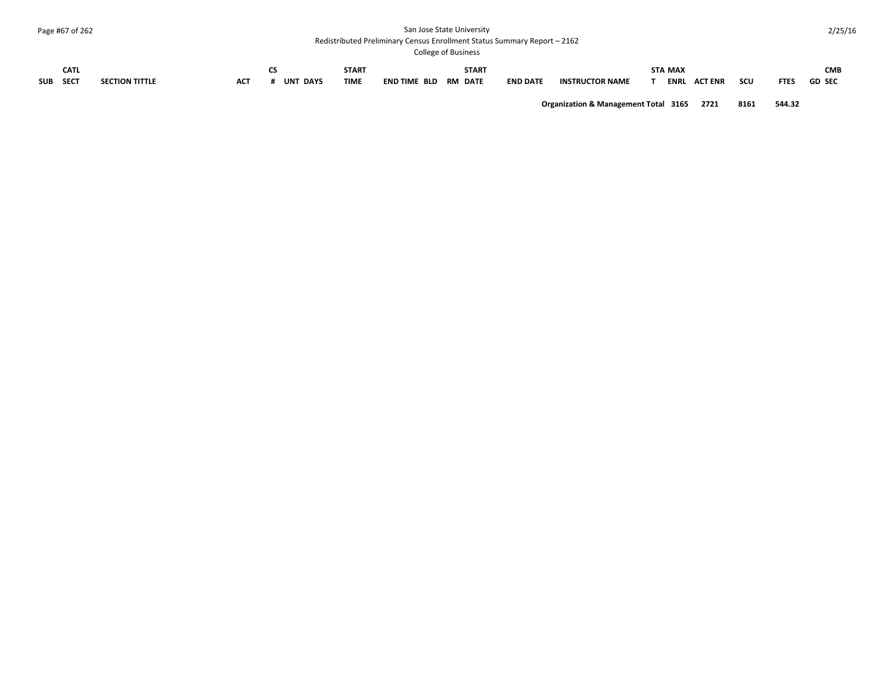| SUB | CATL SECT | SECTION TITTLE | ACT | CS # | UNT | DAYS | START TIME | END TIME | BLD | RM | START DATE | END DATE | INSTRUCTOR NAME | STAT | MAX ENRL | ACT ENR | SCU | FTES | GD | CMB SEC |
|---|---|---|---|---|---|---|---|---|---|---|---|---|---|---|---|---|---|---|---|---|
| | | | | | | | | | | | | | **Organization & Management Total** | | **3165** | **2721** | **8161** | **544.32** | | |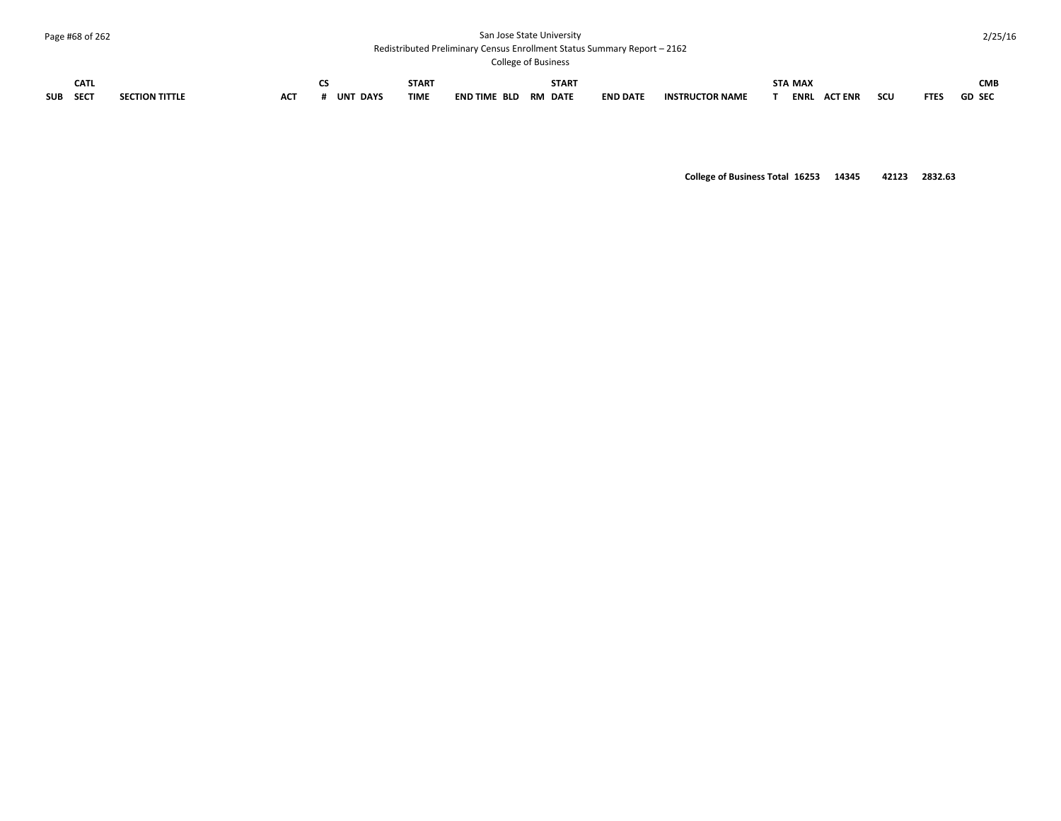| SUB | CATL SECT | SECTION TITTLE | ACT | CS # | UNT | DAYS | START TIME | END TIME | BLD | RM | START DATE | END DATE | INSTRUCTOR NAME | STAT | MAX ENRL | ACT ENR | SCU | FTES | GD | CMB SEC |
|---|---|---|---|---|---|---|---|---|---|---|---|---|---|---|---|---|---|---|---|---|
| | | | | | | | | | | | | | College of Business Total | | 16253 | 14345 | 42123 | 2832.63 | | |